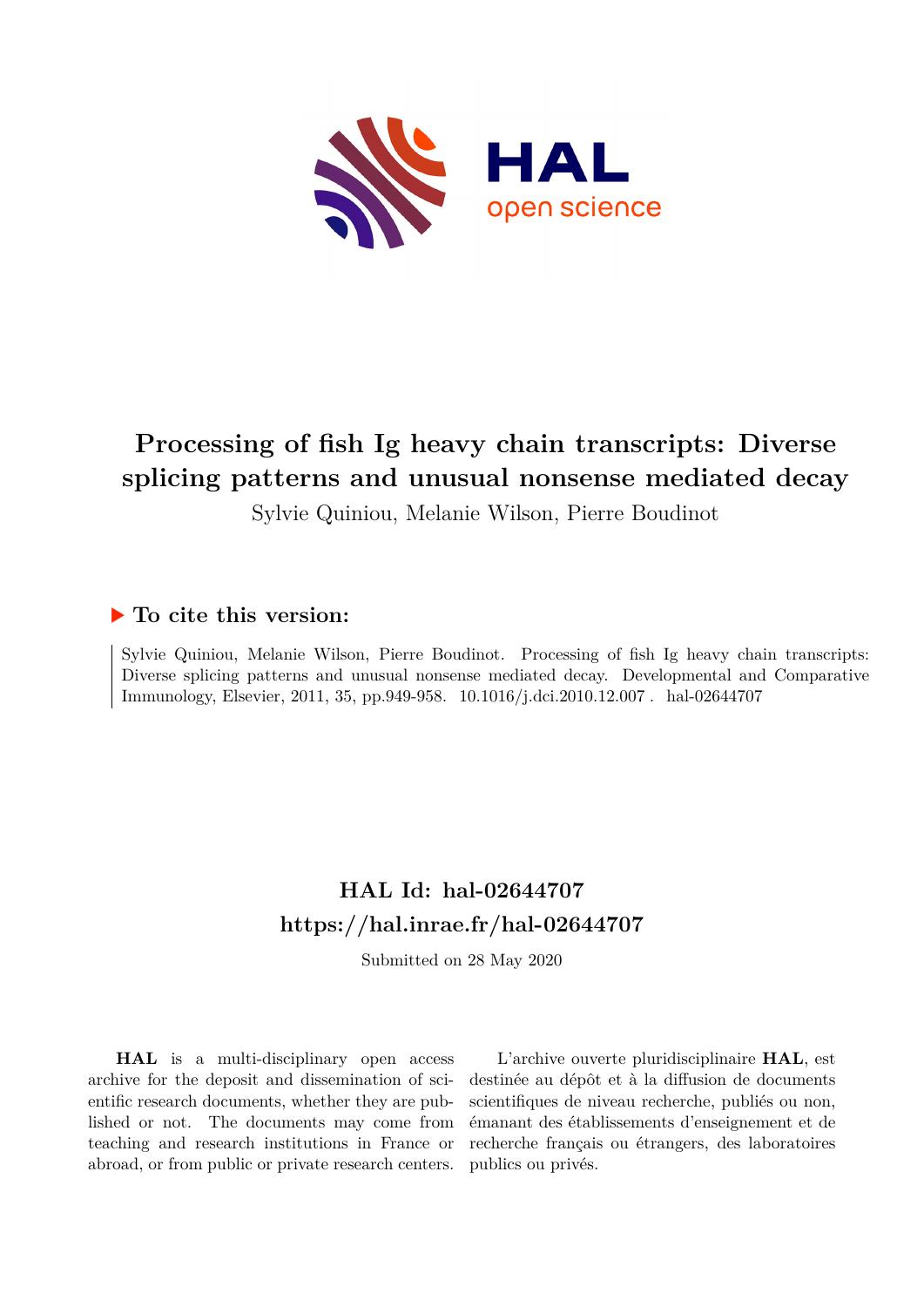# Processing of fish Ig heavy chain transcripts: Diverse splicing patterns and unusual nonsense mediated decay

Sylvie Quiniou, Melanie Wilson, Pierre Boudinot

## ▶ To cite this version:

Sylvie Quiniou, Melanie Wilson, Pierre Boudinot. Processing of fish Ig heavy chain transcripts: Diverse splicing patterns and unusual nonsense mediated decay. Developmental and Comparative Immunology, Elsevier, 2011, 35, pp.949-958. 10.1016/j.dci.2010.12.007 . hal-02644707

## HAL Id: hal-02644707
## https://hal.inrae.fr/hal-02644707

Submitted on 28 May 2020

**HAL** is a multi-disciplinary open access archive for the deposit and dissemination of scientific research documents, whether they are published or not. The documents may come from teaching and research institutions in France or abroad, or from public or private research centers.

L'archive ouverte pluridisciplinaire **HAL**, est destinée au dépôt et à la diffusion de documents scientifiques de niveau recherche, publiés ou non, émanant des établissements d'enseignement et de recherche français ou étrangers, des laboratoires publics ou privés.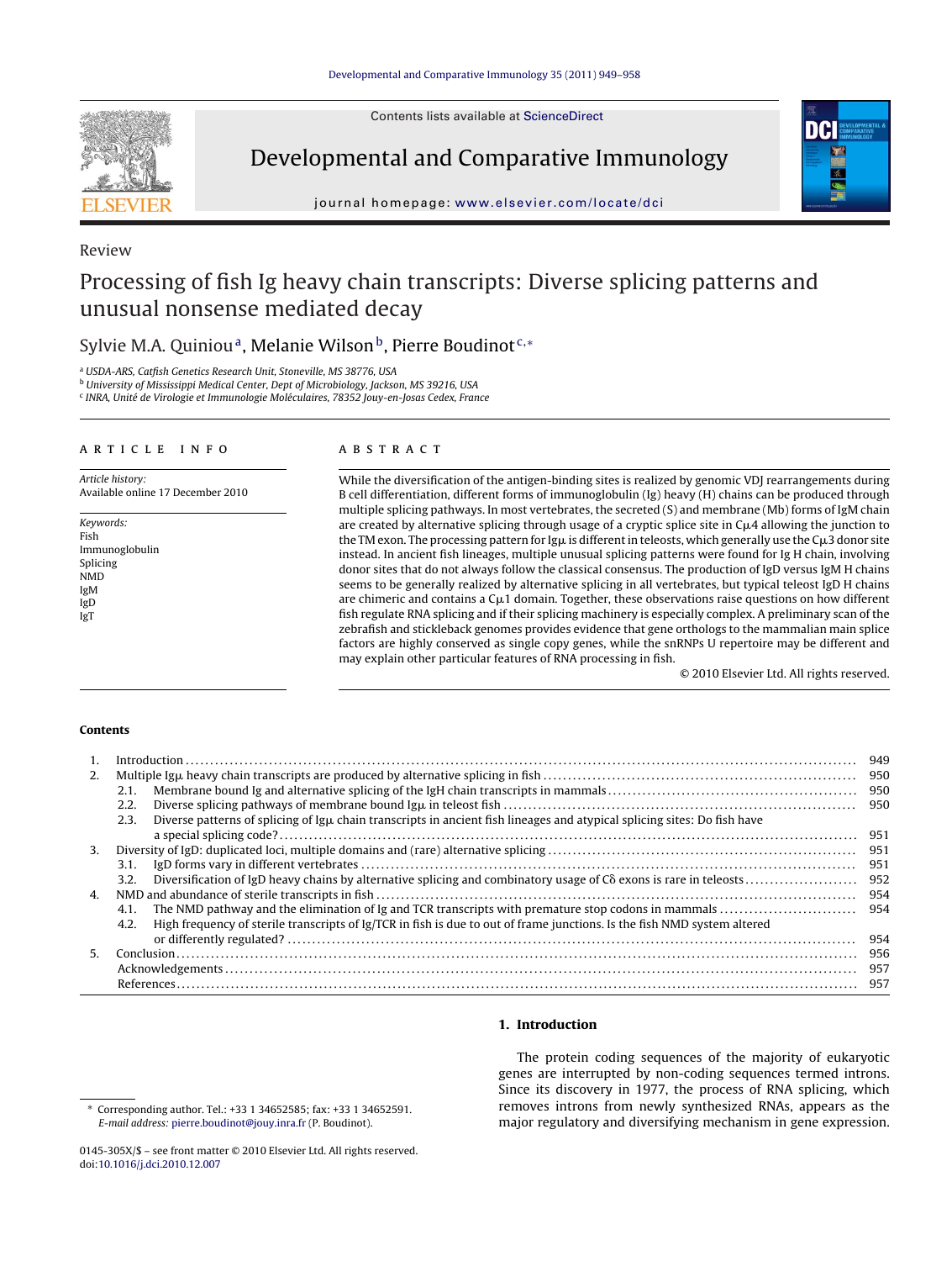Review

# Processing of fish Ig heavy chain transcripts: Diverse splicing patterns and unusual nonsense mediated decay

Sylvie M.A. Quiniou[a], Melanie Wilson[b], Pierre Boudinot[c,*]

[a] USDA-ARS, Catfish Genetics Research Unit, Stoneville, MS 38776, USA

[b] University of Mississippi Medical Center, Dept of Microbiology, Jackson, MS 39216, USA

[c] INRA, Unité de Virologie et Immunologie Moléculaires, 78352 Jouy-en-Josas Cedex, France

## ARTICLE INFO

*Article history:*
Available online 17 December 2010

*Keywords:*
Fish
Immunoglobulin
Splicing
NMD
IgM
IgD
IgT

## ABSTRACT

While the diversification of the antigen-binding sites is realized by genomic VDJ rearrangements during B cell differentiation, different forms of immunoglobulin (Ig) heavy (H) chains can be produced through multiple splicing pathways. In most vertebrates, the secreted (S) and membrane (Mb) forms of IgM chain are created by alternative splicing through usage of a cryptic splice site in Cμ4 allowing the junction to the TM exon. The processing pattern for Igμ is different in teleosts, which generally use the Cμ3 donor site instead. In ancient fish lineages, multiple unusual splicing patterns were found for Ig H chain, involving donor sites that do not always follow the classical consensus. The production of IgD versus IgM H chains seems to be generally realized by alternative splicing in all vertebrates, but typical teleost IgD H chains are chimeric and contains a Cμ1 domain. Together, these observations raise questions on how different fish regulate RNA splicing and if their splicing machinery is especially complex. A preliminary scan of the zebrafish and stickleback genomes provides evidence that gene orthologs to the mammalian main splice factors are highly conserved as single copy genes, while the snRNPs U repertoire may be different and may explain other particular features of RNA processing in fish.

© 2010 Elsevier Ltd. All rights reserved.

**Contents**

| | | |
|---|---|---|
| 1. | Introduction | 949 |
| 2. | Multiple Igμ heavy chain transcripts are produced by alternative splicing in fish | 950 |
| | 2.1. Membrane bound Ig and alternative splicing of the IgH chain transcripts in mammals | 950 |
| | 2.2. Diverse splicing pathways of membrane bound Igμ in teleost fish | 950 |
| | 2.3. Diverse patterns of splicing of Igμ chain transcripts in ancient fish lineages and atypical splicing sites: Do fish have a special splicing code? | 951 |
| 3. | Diversity of IgD: duplicated loci, multiple domains and (rare) alternative splicing | 951 |
| | 3.1. IgD forms vary in different vertebrates | 951 |
| | 3.2. Diversification of IgD heavy chains by alternative splicing and combinatory usage of Cδ exons is rare in teleosts | 952 |
| 4. | NMD and abundance of sterile transcripts in fish | 954 |
| | 4.1. The NMD pathway and the elimination of Ig and TCR transcripts with premature stop codons in mammals | 954 |
| | 4.2. High frequency of sterile transcripts of Ig/TCR in fish is due to out of frame junctions. Is the fish NMD system altered or differently regulated? | 954 |
| 5. | Conclusion | 956 |
| | Acknowledgements | 957 |
| | References | 957 |

## 1. Introduction

The protein coding sequences of the majority of eukaryotic genes are interrupted by non-coding sequences termed introns. Since its discovery in 1977, the process of RNA splicing, which removes introns from newly synthesized RNAs, appears as the major regulatory and diversifying mechanism in gene expression.

* Corresponding author. Tel.: +33 1 34652585; fax: +33 1 34652591.
*E-mail address:* pierre.boudinot@jouy.inra.fr (P. Boudinot).

0145-305X/$ – see front matter © 2010 Elsevier Ltd. All rights reserved.
doi:10.1016/j.dci.2010.12.007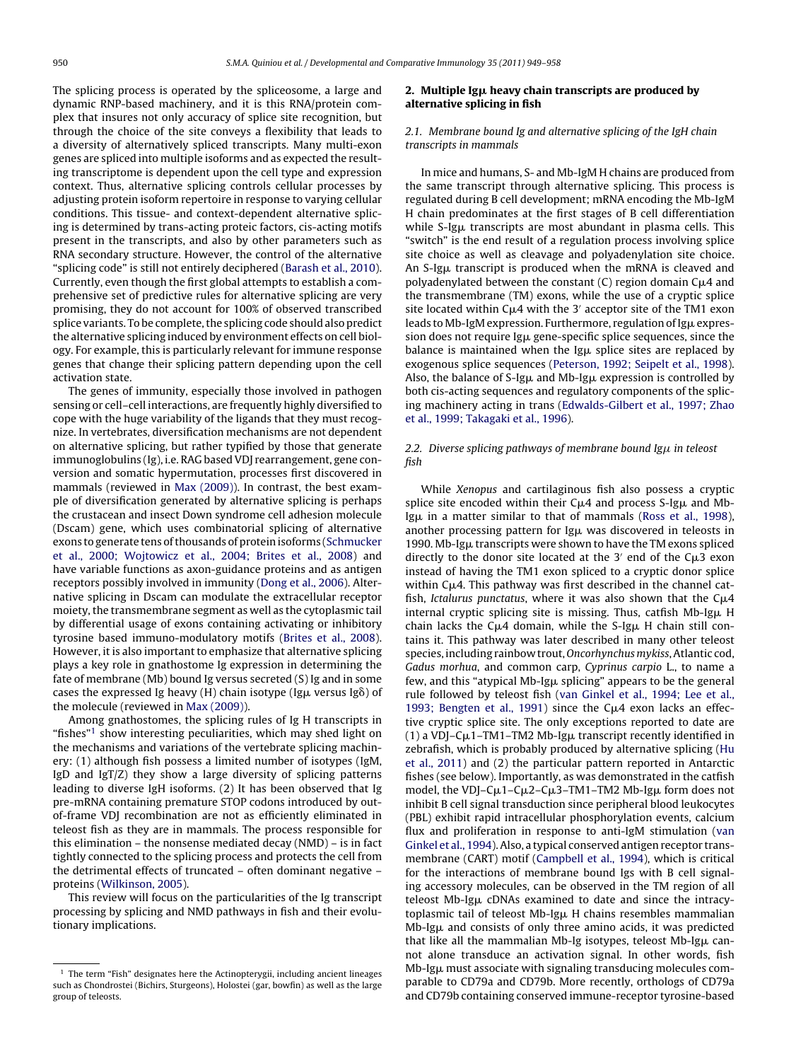The splicing process is operated by the spliceosome, a large and dynamic RNP-based machinery, and it is this RNA/protein complex that insures not only accuracy of splice site recognition, but through the choice of the site conveys a flexibility that leads to a diversity of alternatively spliced transcripts. Many multi-exon genes are spliced into multiple isoforms and as expected the resulting transcriptome is dependent upon the cell type and expression context. Thus, alternative splicing controls cellular processes by adjusting protein isoform repertoire in response to varying cellular conditions. This tissue- and context-dependent alternative splicing is determined by trans-acting proteic factors, cis-acting motifs present in the transcripts, and also by other parameters such as RNA secondary structure. However, the control of the alternative "splicing code" is still not entirely deciphered (Barash et al., 2010). Currently, even though the first global attempts to establish a comprehensive set of predictive rules for alternative splicing are very promising, they do not account for 100% of observed transcribed splice variants. To be complete, the splicing code should also predict the alternative splicing induced by environment effects on cell biology. For example, this is particularly relevant for immune response genes that change their splicing pattern depending upon the cell activation state.

The genes of immunity, especially those involved in pathogen sensing or cell–cell interactions, are frequently highly diversified to cope with the huge variability of the ligands that they must recognize. In vertebrates, diversification mechanisms are not dependent on alternative splicing, but rather typified by those that generate immunoglobulins (Ig), i.e. RAG based VDJ rearrangement, gene conversion and somatic hypermutation, processes first discovered in mammals (reviewed in Max (2009)). In contrast, the best example of diversification generated by alternative splicing is perhaps the crustacean and insect Down syndrome cell adhesion molecule (Dscam) gene, which uses combinatorial splicing of alternative exons to generate tens of thousands of protein isoforms (Schmucker et al., 2000; Wojtowicz et al., 2004; Brites et al., 2008) and have variable functions as axon-guidance proteins and as antigen receptors possibly involved in immunity (Dong et al., 2006). Alternative splicing in Dscam can modulate the extracellular receptor moiety, the transmembrane segment as well as the cytoplasmic tail by differential usage of exons containing activating or inhibitory tyrosine based immuno-modulatory motifs (Brites et al., 2008). However, it is also important to emphasize that alternative splicing plays a key role in gnathostome Ig expression in determining the fate of membrane (Mb) bound Ig versus secreted (S) Ig and in some cases the expressed Ig heavy (H) chain isotype (Igμ versus Igδ) of the molecule (reviewed in Max (2009)).

Among gnathostomes, the splicing rules of Ig H transcripts in "fishes"[1] show interesting peculiarities, which may shed light on the mechanisms and variations of the vertebrate splicing machinery: (1) although fish possess a limited number of isotypes (IgM, IgD and IgT/Z) they show a large diversity of splicing patterns leading to diverse IgH isoforms. (2) It has been observed that Ig pre-mRNA containing premature STOP codons introduced by out-of-frame VDJ recombination are not as efficiently eliminated in teleost fish as they are in mammals. The process responsible for this elimination – the nonsense mediated decay (NMD) – is in fact tightly connected to the splicing process and protects the cell from the detrimental effects of truncated – often dominant negative – proteins (Wilkinson, 2005).

This review will focus on the particularities of the Ig transcript processing by splicing and NMD pathways in fish and their evolutionary implications.

[1] The term "Fish" designates here the Actinopterygii, including ancient lineages such as Chondrostei (Bichirs, Sturgeons), Holostei (gar, bowfin) as well as the large group of teleosts.

## 2. Multiple Igμ heavy chain transcripts are produced by alternative splicing in fish

### 2.1. Membrane bound Ig and alternative splicing of the IgH chain transcripts in mammals

In mice and humans, S- and Mb-IgM H chains are produced from the same transcript through alternative splicing. This process is regulated during B cell development; mRNA encoding the Mb-IgM H chain predominates at the first stages of B cell differentiation while S-Igμ transcripts are most abundant in plasma cells. This "switch" is the end result of a regulation process involving splice site choice as well as cleavage and polyadenylation site choice. An S-Igμ transcript is produced when the mRNA is cleaved and polyadenylated between the constant (C) region domain Cμ4 and the transmembrane (TM) exons, while the use of a cryptic splice site located within Cμ4 with the 3′ acceptor site of the TM1 exon leads to Mb-IgM expression. Furthermore, regulation of Igμ expression does not require Igμ gene-specific splice sequences, since the balance is maintained when the Igμ splice sites are replaced by exogenous splice sequences (Peterson, 1992; Seipelt et al., 1998). Also, the balance of S-Igμ and Mb-Igμ expression is controlled by both cis-acting sequences and regulatory components of the splicing machinery acting in trans (Edwalds-Gilbert et al., 1997; Zhao et al., 1999; Takagaki et al., 1996).

### 2.2. Diverse splicing pathways of membrane bound Igμ in teleost fish

While *Xenopus* and cartilaginous fish also possess a cryptic splice site encoded within their Cμ4 and process S-Igμ and Mb-Igμ in a matter similar to that of mammals (Ross et al., 1998), another processing pattern for Igμ was discovered in teleosts in 1990. Mb-Igμ transcripts were shown to have the TM exons spliced directly to the donor site located at the 3′ end of the Cμ3 exon instead of having the TM1 exon spliced to a cryptic donor splice within Cμ4. This pathway was first described in the channel catfish, *Ictalurus punctatus*, where it was also shown that the Cμ4 internal cryptic splicing site is missing. Thus, catfish Mb-Igμ H chain lacks the Cμ4 domain, while the S-Igμ H chain still contains it. This pathway was later described in many other teleost species, including rainbow trout, *Oncorhynchus mykiss*, Atlantic cod, *Gadus morhua*, and common carp, *Cyprinus carpio* L., to name a few, and this "atypical Mb-Igμ splicing" appears to be the general rule followed by teleost fish (van Ginkel et al., 1994; Lee et al., 1993; Bengten et al., 1991) since the Cμ4 exon lacks an effective cryptic splice site. The only exceptions reported to date are (1) a VDJ–Cμ1–TM1–TM2 Mb-Igμ transcript recently identified in zebrafish, which is probably produced by alternative splicing (Hu et al., 2011) and (2) the particular pattern reported in Antarctic fishes (see below). Importantly, as was demonstrated in the catfish model, the VDJ–Cμ1–Cμ2–Cμ3–TM1–TM2 Mb-Igμ form does not inhibit B cell signal transduction since peripheral blood leukocytes (PBL) exhibit rapid intracellular phosphorylation events, calcium flux and proliferation in response to anti-IgM stimulation (van Ginkel et al., 1994). Also, a typical conserved antigen receptor transmembrane (CART) motif (Campbell et al., 1994), which is critical for the interactions of membrane bound Igs with B cell signaling accessory molecules, can be observed in the TM region of all teleost Mb-Igμ cDNAs examined to date and since the intracytoplasmic tail of teleost Mb-Igμ H chains resembles mammalian Mb-Igμ and consists of only three amino acids, it was predicted that like all the mammalian Mb-Ig isotypes, teleost Mb-Igμ cannot alone transduce an activation signal. In other words, fish Mb-Igμ must associate with signaling transducing molecules comparable to CD79a and CD79b. More recently, orthologs of CD79a and CD79b containing conserved immune-receptor tyrosine-based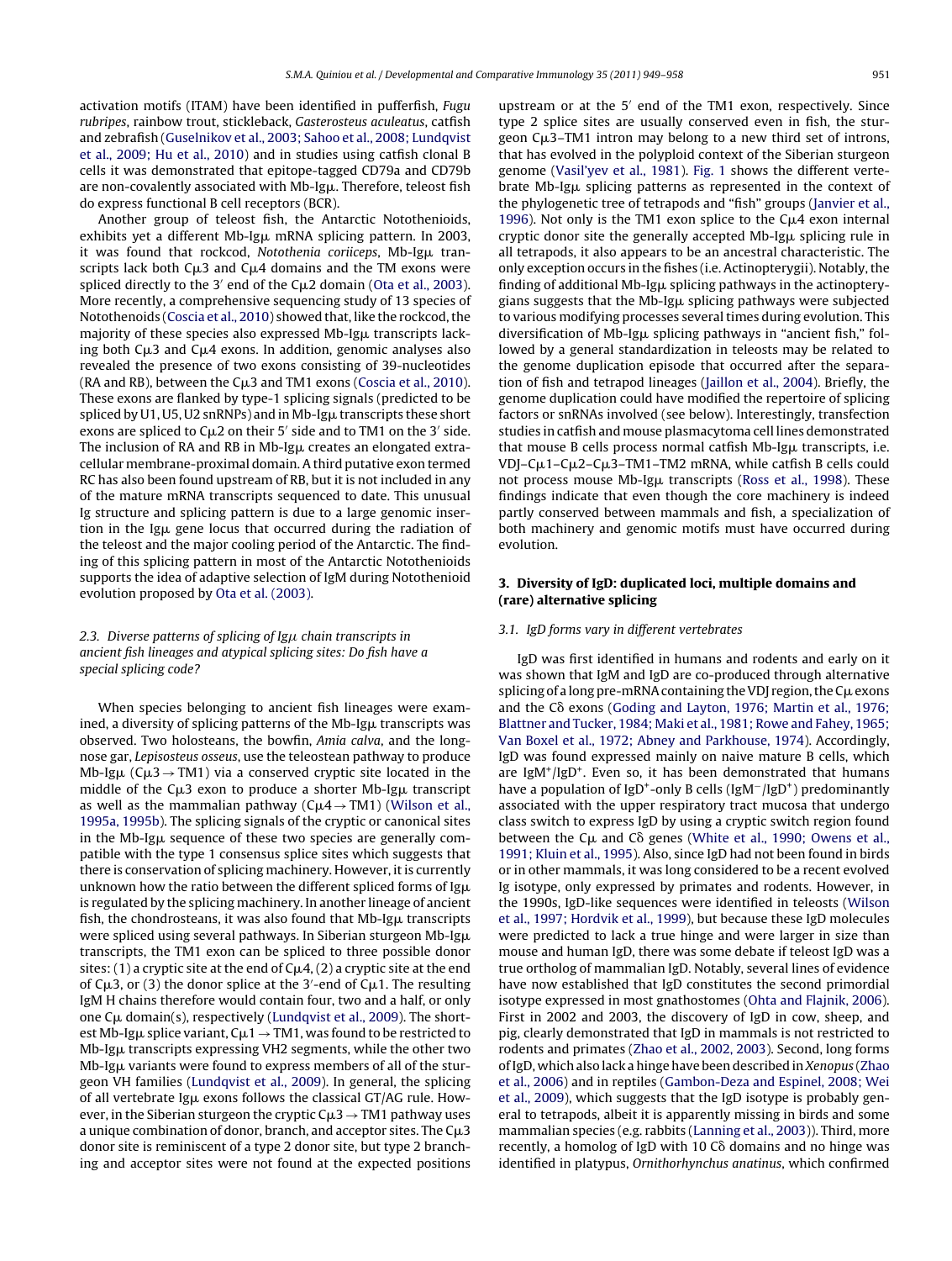activation motifs (ITAM) have been identified in pufferfish, *Fugu rubripes*, rainbow trout, stickleback, *Gasterosteus aculeatus*, catfish and zebrafish (Guselnikov et al., 2003; Sahoo et al., 2008; Lundqvist et al., 2009; Hu et al., 2010) and in studies using catfish clonal B cells it was demonstrated that epitope-tagged CD79a and CD79b are non-covalently associated with Mb-Igμ. Therefore, teleost fish do express functional B cell receptors (BCR).

Another group of teleost fish, the Antarctic Notothenioids, exhibits yet a different Mb-Igμ mRNA splicing pattern. In 2003, it was found that rockcod, *Notothenia coriiceps*, Mb-Igμ transcripts lack both Cμ3 and Cμ4 domains and the TM exons were spliced directly to the 3′ end of the Cμ2 domain (Ota et al., 2003). More recently, a comprehensive sequencing study of 13 species of Notothenoids (Coscia et al., 2010) showed that, like the rockcod, the majority of these species also expressed Mb-Igμ transcripts lacking both Cμ3 and Cμ4 exons. In addition, genomic analyses also revealed the presence of two exons consisting of 39-nucleotides (RA and RB), between the Cμ3 and TM1 exons (Coscia et al., 2010). These exons are flanked by type-1 splicing signals (predicted to be spliced by U1, U5, U2 snRNPs) and in Mb-Igμ transcripts these short exons are spliced to Cμ2 on their 5′ side and to TM1 on the 3′ side. The inclusion of RA and RB in Mb-Igμ creates an elongated extracellular membrane-proximal domain. A third putative exon termed RC has also been found upstream of RB, but it is not included in any of the mature mRNA transcripts sequenced to date. This unusual Ig structure and splicing pattern is due to a large genomic insertion in the Igμ gene locus that occurred during the radiation of the teleost and the major cooling period of the Antarctic. The finding of this splicing pattern in most of the Antarctic Notothenioids supports the idea of adaptive selection of IgM during Notothenioid evolution proposed by Ota et al. (2003).

### 2.3. Diverse patterns of splicing of Igμ chain transcripts in ancient fish lineages and atypical splicing sites: Do fish have a special splicing code?

When species belonging to ancient fish lineages were examined, a diversity of splicing patterns of the Mb-Igμ transcripts was observed. Two holosteans, the bowfin, *Amia calva*, and the longnose gar, *Lepisosteus osseus*, use the teleostean pathway to produce Mb-Igμ (Cμ3 → TM1) via a conserved cryptic site located in the middle of the Cμ3 exon to produce a shorter Mb-Igμ transcript as well as the mammalian pathway (Cμ4 → TM1) (Wilson et al., 1995a, 1995b). The splicing signals of the cryptic or canonical sites in the Mb-Igμ sequence of these two species are generally compatible with the type 1 consensus splice sites which suggests that there is conservation of splicing machinery. However, it is currently unknown how the ratio between the different spliced forms of Igμ is regulated by the splicing machinery. In another lineage of ancient fish, the chondrosteans, it was also found that Mb-Igμ transcripts were spliced using several pathways. In Siberian sturgeon Mb-Igμ transcripts, the TM1 exon can be spliced to three possible donor sites: (1) a cryptic site at the end of Cμ4, (2) a cryptic site at the end of Cμ3, or (3) the donor splice at the 3′-end of Cμ1. The resulting IgM H chains therefore would contain four, two and a half, or only one Cμ domain(s), respectively (Lundqvist et al., 2009). The shortest Mb-Igμ splice variant, Cμ1 → TM1, was found to be restricted to Mb-Igμ transcripts expressing VH2 segments, while the other two Mb-Igμ variants were found to express members of all of the sturgeon VH families (Lundqvist et al., 2009). In general, the splicing of all vertebrate Igμ exons follows the classical GT/AG rule. However, in the Siberian sturgeon the cryptic Cμ3 → TM1 pathway uses a unique combination of donor, branch, and acceptor sites. The Cμ3 donor site is reminiscent of a type 2 donor site, but type 2 branching and acceptor sites were not found at the expected positions upstream or at the 5′ end of the TM1 exon, respectively. Since type 2 splice sites are usually conserved even in fish, the sturgeon Cμ3–TM1 intron may belong to a new third set of introns, that has evolved in the polyploid context of the Siberian sturgeon genome (Vasil'yev et al., 1981). Fig. 1 shows the different vertebrate Mb-Igμ splicing patterns as represented in the context of the phylogenetic tree of tetrapods and "fish" groups (Janvier et al., 1996). Not only is the TM1 exon splice to the Cμ4 exon internal cryptic donor site the generally accepted Mb-Igμ splicing rule in all tetrapods, it also appears to be an ancestral characteristic. The only exception occurs in the fishes (i.e. Actinopterygii). Notably, the finding of additional Mb-Igμ splicing pathways in the actinopterygians suggests that the Mb-Igμ splicing pathways were subjected to various modifying processes several times during evolution. This diversification of Mb-Igμ splicing pathways in "ancient fish," followed by a general standardization in teleosts may be related to the genome duplication episode that occurred after the separation of fish and tetrapod lineages (Jaillon et al., 2004). Briefly, the genome duplication could have modified the repertoire of splicing factors or snRNAs involved (see below). Interestingly, transfection studies in catfish and mouse plasmacytoma cell lines demonstrated that mouse B cells process normal catfish Mb-Igμ transcripts, i.e. VDJ–Cμ1–Cμ2–Cμ3–TM1–TM2 mRNA, while catfish B cells could not process mouse Mb-Igμ transcripts (Ross et al., 1998). These findings indicate that even though the core machinery is indeed partly conserved between mammals and fish, a specialization of both machinery and genomic motifs must have occurred during evolution.

## 3. Diversity of IgD: duplicated loci, multiple domains and (rare) alternative splicing

### 3.1. IgD forms vary in different vertebrates

IgD was first identified in humans and rodents and early on it was shown that IgM and IgD are co-produced through alternative splicing of a long pre-mRNA containing the VDJ region, the Cμ exons and the Cδ exons (Goding and Layton, 1976; Martin et al., 1976; Blattner and Tucker, 1984; Maki et al., 1981; Rowe and Fahey, 1965; Van Boxel et al., 1972; Abney and Parkhouse, 1974). Accordingly, IgD was found expressed mainly on naive mature B cells, which are IgM⁺/IgD⁺. Even so, it has been demonstrated that humans have a population of IgD⁺-only B cells (IgM⁻/IgD⁺) predominantly associated with the upper respiratory tract mucosa that undergo class switch to express IgD by using a cryptic switch region found between the Cμ and Cδ genes (White et al., 1990; Owens et al., 1991; Kluin et al., 1995). Also, since IgD had not been found in birds or in other mammals, it was long considered to be a recent evolved Ig isotype, only expressed by primates and rodents. However, in the 1990s, IgD-like sequences were identified in teleosts (Wilson et al., 1997; Hordvik et al., 1999), but because these IgD molecules were predicted to lack a true hinge and were larger in size than mouse and human IgD, there was some debate if teleost IgD was a true ortholog of mammalian IgD. Notably, several lines of evidence have now established that IgD constitutes the second primordial isotype expressed in most gnathostomes (Ohta and Flajnik, 2006). First in 2002 and 2003, the discovery of IgD in cow, sheep, and pig, clearly demonstrated that IgD in mammals is not restricted to rodents and primates (Zhao et al., 2002, 2003). Second, long forms of IgD, which also lack a hinge have been described in *Xenopus* (Zhao et al., 2006) and in reptiles (Gambon-Deza and Espinel, 2008; Wei et al., 2009), which suggests that the IgD isotype is probably general to tetrapods, albeit it is apparently missing in birds and some mammalian species (e.g. rabbits (Lanning et al., 2003)). Third, more recently, a homolog of IgD with 10 Cδ domains and no hinge was identified in platypus, *Ornithorhynchus anatinus*, which confirmed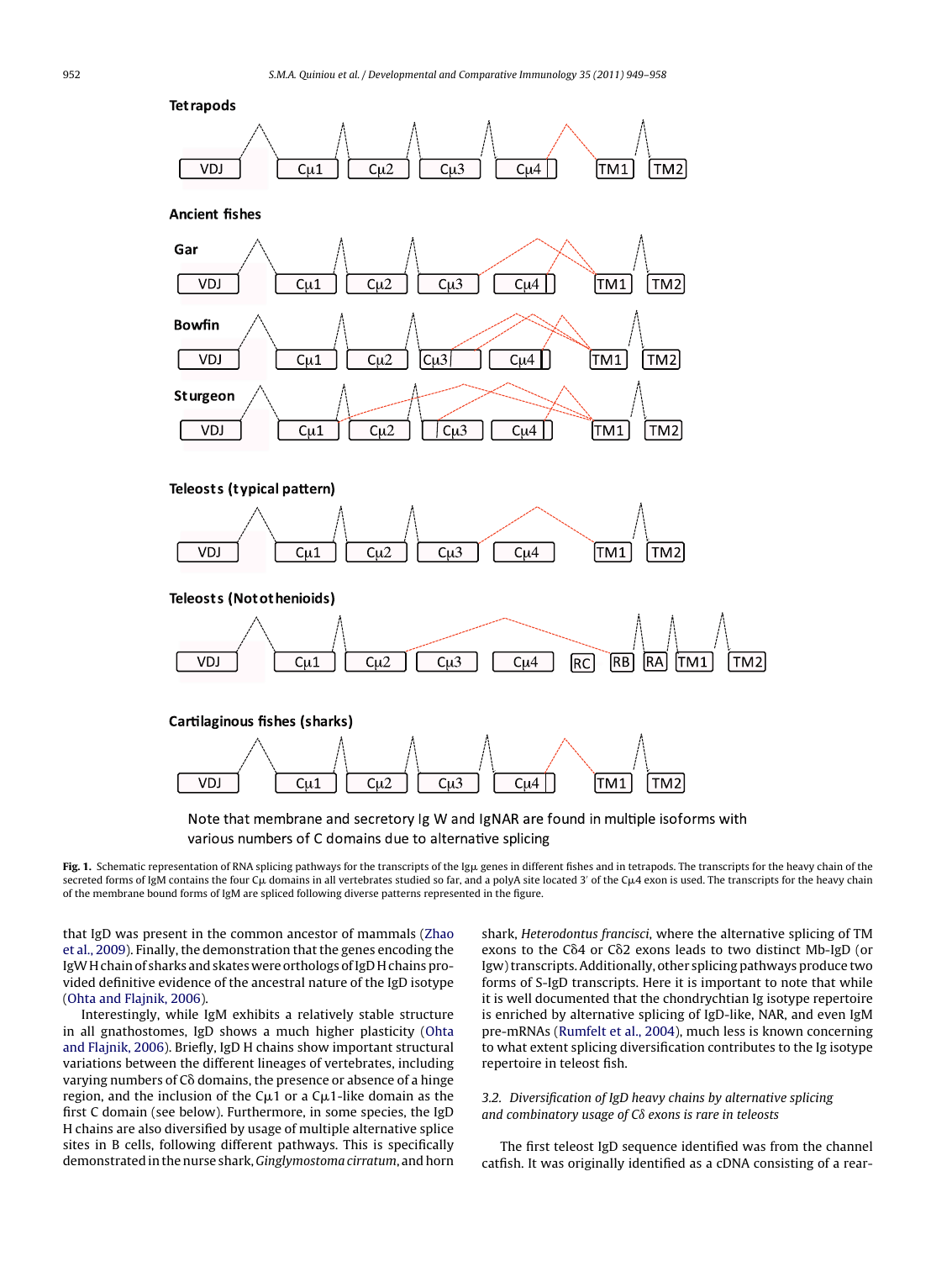Tetrapods

Ancient fishes

Gar

Bowfin

Sturgeon

Teleosts (typical pattern)

Teleosts (Notothenioids)

Cartilaginous fishes (sharks)

Note that membrane and secretory Ig W and IgNAR are found in multiple isoforms with various numbers of C domains due to alternative splicing

**Fig. 1.** Schematic representation of RNA splicing pathways for the transcripts of the Igμ genes in different fishes and in tetrapods. The transcripts for the heavy chain of the secreted forms of IgM contains the four Cμ domains in all vertebrates studied so far, and a polyA site located 3′ of the Cμ4 exon is used. The transcripts for the heavy chain of the membrane bound forms of IgM are spliced following diverse patterns represented in the figure.

that IgD was present in the common ancestor of mammals (Zhao et al., 2009). Finally, the demonstration that the genes encoding the IgW H chain of sharks and skates were orthologs of IgD H chains provided definitive evidence of the ancestral nature of the IgD isotype (Ohta and Flajnik, 2006).

Interestingly, while IgM exhibits a relatively stable structure in all gnathostomes, IgD shows a much higher plasticity (Ohta and Flajnik, 2006). Briefly, IgD H chains show important structural variations between the different lineages of vertebrates, including varying numbers of Cδ domains, the presence or absence of a hinge region, and the inclusion of the Cμ1 or a Cμ1-like domain as the first C domain (see below). Furthermore, in some species, the IgD H chains are also diversified by usage of multiple alternative splice sites in B cells, following different pathways. This is specifically demonstrated in the nurse shark, *Ginglymostoma cirratum*, and horn shark, *Heterodontus francisci*, where the alternative splicing of TM exons to the Cδ4 or Cδ2 exons leads to two distinct Mb-IgD (or Igw) transcripts. Additionally, other splicing pathways produce two forms of S-IgD transcripts. Here it is important to note that while it is well documented that the chondrychtian Ig isotype repertoire is enriched by alternative splicing of IgD-like, NAR, and even IgM pre-mRNAs (Rumfelt et al., 2004), much less is known concerning to what extent splicing diversification contributes to the Ig isotype repertoire in teleost fish.

### *3.2. Diversification of IgD heavy chains by alternative splicing and combinatory usage of Cδ exons is rare in teleosts*

The first teleost IgD sequence identified was from the channel catfish. It was originally identified as a cDNA consisting of a rear-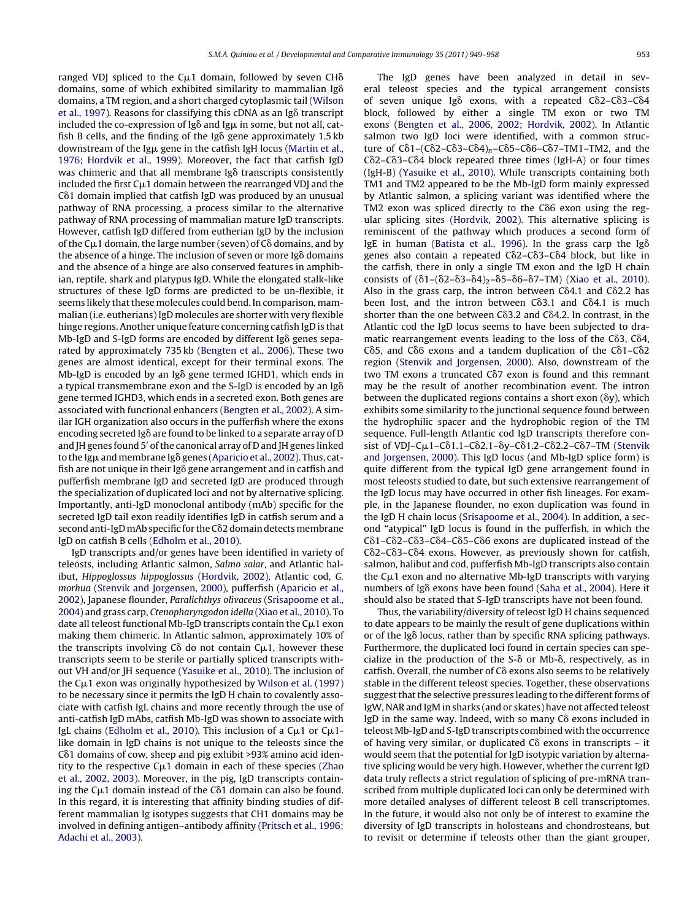ranged VDJ spliced to the Cμ1 domain, followed by seven CHδ domains, some of which exhibited similarity to mammalian Igδ domains, a TM region, and a short charged cytoplasmic tail (Wilson et al., 1997). Reasons for classifying this cDNA as an Igδ transcript included the co-expression of Igδ and Igμ in some, but not all, catfish B cells, and the finding of the Igδ gene approximately 1.5 kb downstream of the Igμ gene in the catfish IgH locus (Martin et al., 1976; Hordvik et al., 1999). Moreover, the fact that catfish IgD was chimeric and that all membrane Igδ transcripts consistently included the first Cμ1 domain between the rearranged VDJ and the Cδ1 domain implied that catfish IgD was produced by an unusual pathway of RNA processing, a process similar to the alternative pathway of RNA processing of mammalian mature IgD transcripts. However, catfish IgD differed from eutherian IgD by the inclusion of the Cμ1 domain, the large number (seven) of Cδ domains, and by the absence of a hinge. The inclusion of seven or more Igδ domains and the absence of a hinge are also conserved features in amphibian, reptile, shark and platypus IgD. While the elongated stalk-like structures of these IgD forms are predicted to be un-flexible, it seems likely that these molecules could bend. In comparison, mammalian (i.e. eutherians) IgD molecules are shorter with very flexible hinge regions. Another unique feature concerning catfish IgD is that Mb-IgD and S-IgD forms are encoded by different Igδ genes separated by approximately 735 kb (Bengten et al., 2006). These two genes are almost identical, except for their terminal exons. The Mb-IgD is encoded by an Igδ gene termed IGHD1, which ends in a typical transmembrane exon and the S-IgD is encoded by an Igδ gene termed IGHD3, which ends in a secreted exon. Both genes are associated with functional enhancers (Bengten et al., 2002). A similar IGH organization also occurs in the pufferfish where the exons encoding secreted Igδ are found to be linked to a separate array of D and JH genes found 5′ of the canonical array of D and JH genes linked to the Igμ and membrane Igδ genes (Aparicio et al., 2002). Thus, catfish are not unique in their Igδ gene arrangement and in catfish and pufferfish membrane IgD and secreted IgD are produced through the specialization of duplicated loci and not by alternative splicing. Importantly, anti-IgD monoclonal antibody (mAb) specific for the secreted IgD tail exon readily identifies IgD in catfish serum and a second anti-IgD mAb specific for the Cδ2 domain detects membrane IgD on catfish B cells (Edholm et al., 2010).

IgD transcripts and/or genes have been identified in variety of teleosts, including Atlantic salmon, *Salmo salar*, and Atlantic halibut, *Hippoglossus hippoglossus* (Hordvik, 2002), Atlantic cod, *G. morhua* (Stenvik and Jorgensen, 2000), pufferfish (Aparicio et al., 2002), Japanese flounder, *Paralichthys olivaceus* (Srisapoome et al., 2004) and grass carp, *Ctenopharyngodon idella* (Xiao et al., 2010). To date all teleost functional Mb-IgD transcripts contain the Cμ1 exon making them chimeric. In Atlantic salmon, approximately 10% of the transcripts involving Cδ do not contain Cμ1, however these transcripts seem to be sterile or partially spliced transcripts without VH and/or JH sequence (Yasuike et al., 2010). The inclusion of the Cμ1 exon was originally hypothesized by Wilson et al. (1997) to be necessary since it permits the IgD H chain to covalently associate with catfish IgL chains and more recently through the use of anti-catfish IgD mAbs, catfish Mb-IgD was shown to associate with IgL chains (Edholm et al., 2010). This inclusion of a Cμ1 or Cμ1-like domain in IgD chains is not unique to the teleosts since the Cδ1 domains of cow, sheep and pig exhibit >93% amino acid identity to the respective Cμ1 domain in each of these species (Zhao et al., 2002, 2003). Moreover, in the pig, IgD transcripts containing the Cμ1 domain instead of the Cδ1 domain can also be found. In this regard, it is interesting that affinity binding studies of different mammalian Ig isotypes suggests that CH1 domains may be involved in defining antigen–antibody affinity (Pritsch et al., 1996; Adachi et al., 2003).

The IgD genes have been analyzed in detail in several teleost species and the typical arrangement consists of seven unique Igδ exons, with a repeated Cδ2–Cδ3–Cδ4 block, followed by either a single TM exon or two TM exons (Bengten et al., 2006, 2002; Hordvik, 2002). In Atlantic salmon two IgD loci were identified, with a common structure of Cδ1–(Cδ2–Cδ3–Cδ4)$_n$–Cδ5–Cδ6–Cδ7–TM1–TM2, and the Cδ2–Cδ3–Cδ4 block repeated three times (IgH-A) or four times (IgH-B) (Yasuike et al., 2010). While transcripts containing both TM1 and TM2 appeared to be the Mb-IgD form mainly expressed by Atlantic salmon, a splicing variant was identified where the TM2 exon was spliced directly to the Cδ6 exon using the regular splicing sites (Hordvik, 2002). This alternative splicing is reminiscent of the pathway which produces a second form of IgE in human (Batista et al., 1996). In the grass carp the Igδ genes also contain a repeated Cδ2–Cδ3–Cδ4 block, but like in the catfish, there in only a single TM exon and the IgD H chain consists of (δ1–(δ2–δ3–δ4)$_2$–δ5–δ6–δ7–TM) (Xiao et al., 2010). Also in the grass carp, the intron between Cδ4.1 and Cδ2.2 has been lost, and the intron between Cδ3.1 and Cδ4.1 is much shorter than the one between Cδ3.2 and Cδ4.2. In contrast, in the Atlantic cod the IgD locus seems to have been subjected to dramatic rearrangement events leading to the loss of the Cδ3, Cδ4, Cδ5, and Cδ6 exons and a tandem duplication of the Cδ1–Cδ2 region (Stenvik and Jorgensen, 2000). Also, downstream of the two TM exons a truncated Cδ7 exon is found and this remnant may be the result of another recombination event. The intron between the duplicated regions contains a short exon (δy), which exhibits some similarity to the junctional sequence found between the hydrophilic spacer and the hydrophobic region of the TM sequence. Full-length Atlantic cod IgD transcripts therefore consist of VDJ–Cμ1–Cδ1.1–Cδ2.1–δy–Cδ1.2–Cδ2.2–Cδ7–TM (Stenvik and Jorgensen, 2000). This IgD locus (and Mb-IgD splice form) is quite different from the typical IgD gene arrangement found in most teleosts studied to date, but such extensive rearrangement of the IgD locus may have occurred in other fish lineages. For example, in the Japanese flounder, no exon duplication was found in the IgD H chain locus (Srisapoome et al., 2004). In addition, a second "atypical" IgD locus is found in the pufferfish, in which the Cδ1–Cδ2–Cδ3–Cδ4–Cδ5–Cδ6 exons are duplicated instead of the Cδ2–Cδ3–Cδ4 exons. However, as previously shown for catfish, salmon, halibut and cod, pufferfish Mb-IgD transcripts also contain the Cμ1 exon and no alternative Mb-IgD transcripts with varying numbers of Igδ exons have been found (Saha et al., 2004). Here it should also be stated that S-IgD transcripts have not been found.

Thus, the variability/diversity of teleost IgD H chains sequenced to date appears to be mainly the result of gene duplications within or of the Igδ locus, rather than by specific RNA splicing pathways. Furthermore, the duplicated loci found in certain species can specialize in the production of the S-δ or Mb-δ, respectively, as in catfish. Overall, the number of Cδ exons also seems to be relatively stable in the different teleost species. Together, these observations suggest that the selective pressures leading to the different forms of IgW, NAR and IgM in sharks (and or skates) have not affected teleost IgD in the same way. Indeed, with so many Cδ exons included in teleost Mb-IgD and S-IgD transcripts combined with the occurrence of having very similar, or duplicated Cδ exons in transcripts – it would seem that the potential for IgD isotypic variation by alternative splicing would be very high. However, whether the current IgD data truly reflects a strict regulation of splicing of pre-mRNA transcribed from multiple duplicated loci can only be determined with more detailed analyses of different teleost B cell transcriptomes. In the future, it would also not only be of interest to examine the diversity of IgD transcripts in holosteans and chondrosteans, but to revisit or determine if teleosts other than the giant grouper,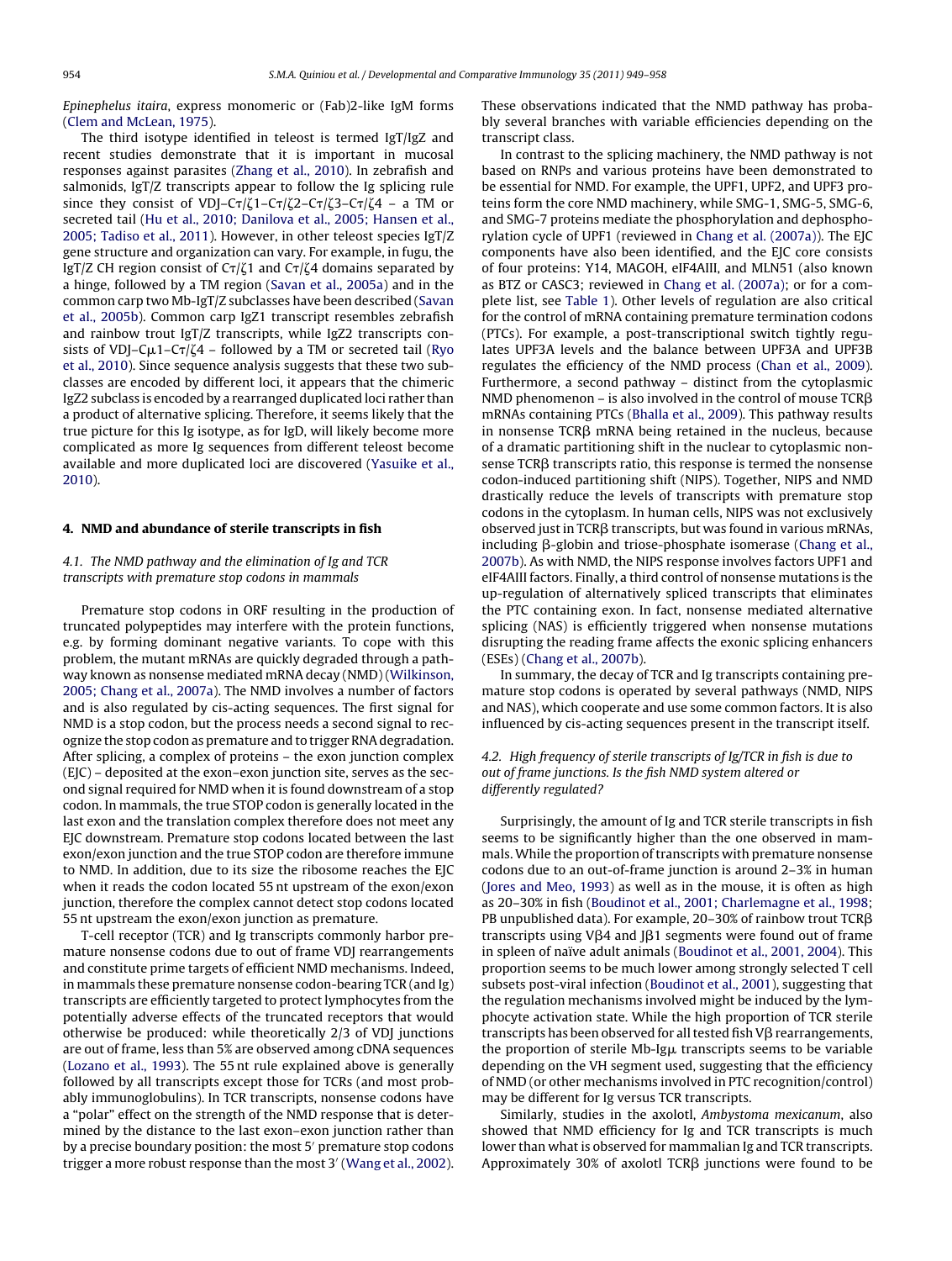*Epinephelus itaira*, express monomeric or (Fab)2-like IgM forms (Clem and McLean, 1975).

The third isotype identified in teleost is termed IgT/IgZ and recent studies demonstrate that it is important in mucosal responses against parasites (Zhang et al., 2010). In zebrafish and salmonids, IgT/Z transcripts appear to follow the Ig splicing rule since they consist of VDJ–Cτ/ζ1–Cτ/ζ2–Cτ/ζ3–Cτ/ζ4 – a TM or secreted tail (Hu et al., 2010; Danilova et al., 2005; Hansen et al., 2005; Tadiso et al., 2011). However, in other teleost species IgT/Z gene structure and organization can vary. For example, in fugu, the IgT/Z CH region consist of Cτ/ζ1 and Cτ/ζ4 domains separated by a hinge, followed by a TM region (Savan et al., 2005a) and in the common carp two Mb-IgT/Z subclasses have been described (Savan et al., 2005b). Common carp IgZ1 transcript resembles zebrafish and rainbow trout IgT/Z transcripts, while IgZ2 transcripts consists of VDJ–Cμ1–Cτ/ζ4 – followed by a TM or secreted tail (Ryo et al., 2010). Since sequence analysis suggests that these two subclasses are encoded by different loci, it appears that the chimeric IgZ2 subclass is encoded by a rearranged duplicated loci rather than a product of alternative splicing. Therefore, it seems likely that the true picture for this Ig isotype, as for IgD, will likely become more complicated as more Ig sequences from different teleost become available and more duplicated loci are discovered (Yasuike et al., 2010).

## 4. NMD and abundance of sterile transcripts in fish

### 4.1. The NMD pathway and the elimination of Ig and TCR transcripts with premature stop codons in mammals

Premature stop codons in ORF resulting in the production of truncated polypeptides may interfere with the protein functions, e.g. by forming dominant negative variants. To cope with this problem, the mutant mRNAs are quickly degraded through a pathway known as nonsense mediated mRNA decay (NMD) (Wilkinson, 2005; Chang et al., 2007a). The NMD involves a number of factors and is also regulated by cis-acting sequences. The first signal for NMD is a stop codon, but the process needs a second signal to recognize the stop codon as premature and to trigger RNA degradation. After splicing, a complex of proteins – the exon junction complex (EJC) – deposited at the exon–exon junction site, serves as the second signal required for NMD when it is found downstream of a stop codon. In mammals, the true STOP codon is generally located in the last exon and the translation complex therefore does not meet any EJC downstream. Premature stop codons located between the last exon/exon junction and the true STOP codon are therefore immune to NMD. In addition, due to its size the ribosome reaches the EJC when it reads the codon located 55 nt upstream of the exon/exon junction, therefore the complex cannot detect stop codons located 55 nt upstream the exon/exon junction as premature.

T-cell receptor (TCR) and Ig transcripts commonly harbor premature nonsense codons due to out of frame VDJ rearrangements and constitute prime targets of efficient NMD mechanisms. Indeed, in mammals these premature nonsense codon-bearing TCR (and Ig) transcripts are efficiently targeted to protect lymphocytes from the potentially adverse effects of the truncated receptors that would otherwise be produced: while theoretically 2/3 of VDJ junctions are out of frame, less than 5% are observed among cDNA sequences (Lozano et al., 1993). The 55 nt rule explained above is generally followed by all transcripts except those for TCRs (and most probably immunoglobulins). In TCR transcripts, nonsense codons have a "polar" effect on the strength of the NMD response that is determined by the distance to the last exon–exon junction rather than by a precise boundary position: the most 5′ premature stop codons trigger a more robust response than the most 3′ (Wang et al., 2002). These observations indicated that the NMD pathway has probably several branches with variable efficiencies depending on the transcript class.

In contrast to the splicing machinery, the NMD pathway is not based on RNPs and various proteins have been demonstrated to be essential for NMD. For example, the UPF1, UPF2, and UPF3 proteins form the core NMD machinery, while SMG-1, SMG-5, SMG-6, and SMG-7 proteins mediate the phosphorylation and dephosphorylation cycle of UPF1 (reviewed in Chang et al. (2007a)). The EJC components have also been identified, and the EJC core consists of four proteins: Y14, MAGOH, eIF4AIII, and MLN51 (also known as BTZ or CASC3; reviewed in Chang et al. (2007a); or for a complete list, see Table 1). Other levels of regulation are also critical for the control of mRNA containing premature termination codons (PTCs). For example, a post-transcriptional switch tightly regulates UPF3A levels and the balance between UPF3A and UPF3B regulates the efficiency of the NMD process (Chan et al., 2009). Furthermore, a second pathway – distinct from the cytoplasmic NMD phenomenon – is also involved in the control of mouse TCRβ mRNAs containing PTCs (Bhalla et al., 2009). This pathway results in nonsense TCRβ mRNA being retained in the nucleus, because of a dramatic partitioning shift in the nuclear to cytoplasmic nonsense TCRβ transcripts ratio, this response is termed the nonsense codon-induced partitioning shift (NIPS). Together, NIPS and NMD drastically reduce the levels of transcripts with premature stop codons in the cytoplasm. In human cells, NIPS was not exclusively observed just in TCRβ transcripts, but was found in various mRNAs, including β-globin and triose-phosphate isomerase (Chang et al., 2007b). As with NMD, the NIPS response involves factors UPF1 and eIF4AIII factors. Finally, a third control of nonsense mutations is the up-regulation of alternatively spliced transcripts that eliminates the PTC containing exon. In fact, nonsense mediated alternative splicing (NAS) is efficiently triggered when nonsense mutations disrupting the reading frame affects the exonic splicing enhancers (ESEs) (Chang et al., 2007b).

In summary, the decay of TCR and Ig transcripts containing premature stop codons is operated by several pathways (NMD, NIPS and NAS), which cooperate and use some common factors. It is also influenced by cis-acting sequences present in the transcript itself.

### 4.2. High frequency of sterile transcripts of Ig/TCR in fish is due to out of frame junctions. Is the fish NMD system altered or differently regulated?

Surprisingly, the amount of Ig and TCR sterile transcripts in fish seems to be significantly higher than the one observed in mammals. While the proportion of transcripts with premature nonsense codons due to an out-of-frame junction is around 2–3% in human (Jores and Meo, 1993) as well as in the mouse, it is often as high as 20–30% in fish (Boudinot et al., 2001; Charlemagne et al., 1998; PB unpublished data). For example, 20–30% of rainbow trout TCRβ transcripts using Vβ4 and Jβ1 segments were found out of frame in spleen of naïve adult animals (Boudinot et al., 2001, 2004). This proportion seems to be much lower among strongly selected T cell subsets post-viral infection (Boudinot et al., 2001), suggesting that the regulation mechanisms involved might be induced by the lymphocyte activation state. While the high proportion of TCR sterile transcripts has been observed for all tested fish Vβ rearrangements, the proportion of sterile Mb-Igμ transcripts seems to be variable depending on the VH segment used, suggesting that the efficiency of NMD (or other mechanisms involved in PTC recognition/control) may be different for Ig versus TCR transcripts.

Similarly, studies in the axolotl, *Ambystoma mexicanum*, also showed that NMD efficiency for Ig and TCR transcripts is much lower than what is observed for mammalian Ig and TCR transcripts. Approximately 30% of axolotl TCRβ junctions were found to be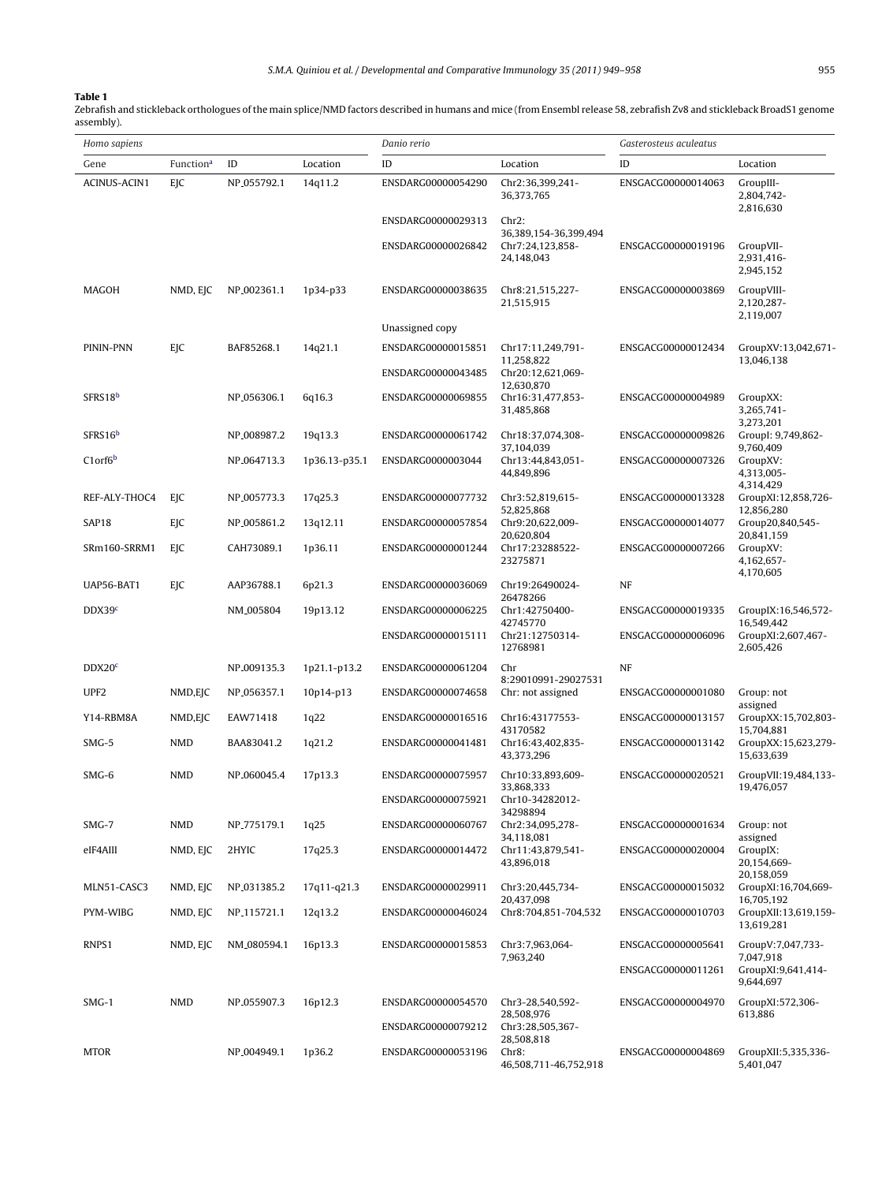**Table 1**
Zebrafish and stickleback orthologues of the main splice/NMD factors described in humans and mice (from Ensembl release 58, zebrafish Zv8 and stickleback BroadS1 genome assembly).

| *Homo sapiens* | | | | *Danio rerio* | | *Gasterosteus aculeatus* | |
|---|---|---|---|---|---|---|---|
| Gene | Function[a] | ID | Location | ID | Location | ID | Location |
| ACINUS-ACIN1 | EJC | NP_055792.1 | 14q11.2 | ENSDARG00000054290 | Chr2:36,399,241-36,373,765 | ENSGACG00000014063 | GroupIII-2,804,742-2,816,630 |
| | | | | ENSDARG00000029313 | Chr2: 36,389,154-36,399,494 | | |
| | | | | ENSDARG00000026842 | Chr7:24,123,858-24,148,043 | ENSGACG00000019196 | GroupVII-2,931,416-2,945,152 |
| MAGOH | NMD, EJC | NP_002361.1 | 1p34-p33 | ENSDARG00000038635 | Chr8:21,515,227-21,515,915 | ENSGACG00000003869 | GroupVIII-2,120,287-2,119,007 |
| | | | | Unassigned copy | | | |
| PININ-PNN | EJC | BAF85268.1 | 14q21.1 | ENSDARG00000015851 | Chr17:11,249,791-11,258,822 | ENSGACG00000012434 | GroupXV:13,042,671-13,046,138 |
| | | | | ENSDARG00000043485 | Chr20:12,621,069-12,630,870 | | |
| SFRS18[b] | | NP_056306.1 | 6q16.3 | ENSDARG00000069855 | Chr16:31,477,853-31,485,868 | ENSGACG00000004989 | GroupXX: 3,265,741-3,273,201 |
| SFRS16[b] | | NP_008987.2 | 19q13.3 | ENSDARG00000061742 | Chr18:37,074,308-37,104,039 | ENSGACG00000009826 | GroupI: 9,749,862-9,760,409 |
| C1orf6[b] | | NP_064713.3 | 1p36.13-p35.1 | ENSDARG0000003044 | Chr13:44,843,051-44,849,896 | ENSGACG00000007326 | GroupXV: 4,313,005-4,314,429 |
| REF-ALY-THOC4 | EJC | NP_005773.3 | 17q25.3 | ENSDARG00000077732 | Chr3:52,819,615-52,825,868 | ENSGACG00000013328 | GroupXI:12,858,726-12,856,280 |
| SAP18 | EJC | NP_005861.2 | 13q12.11 | ENSDARG00000057854 | Chr9:20,622,009-20,620,804 | ENSGACG00000014077 | Group20,840,545-20,841,159 |
| SRm160-SRRM1 | EJC | CAH73089.1 | 1p36.11 | ENSDARG00000001244 | Chr17:23288522-23275871 | ENSGACG00000007266 | GroupXV: 4,162,657-4,170,605 |
| UAP56-BAT1 | EJC | AAP36788.1 | 6p21.3 | ENSDARG00000036069 | Chr19:26490024-26478266 | NF | |
| DDX39[c] | | NM_005804 | 19p13.12 | ENSDARG00000006225 | Chr1:42750400-42745770 | ENSGACG00000019335 | GroupIX:16,546,572-16,549,442 |
| | | | | ENSDARG00000015111 | Chr21:12750314-12768981 | ENSGACG00000006096 | GroupXI:2,607,467-2,605,426 |
| DDX20[c] | | NP_009135.3 | 1p21.1-p13.2 | ENSDARG00000061204 | Chr 8:29010991-29027531 | NF | |
| UPF2 | NMD,EJC | NP_056357.1 | 10p14-p13 | ENSDARG00000074658 | Chr: not assigned | ENSGACG00000001080 | Group: not assigned |
| Y14-RBM8A | NMD,EJC | EAW71418 | 1q22 | ENSDARG00000016516 | Chr16:43177553-43170582 | ENSGACG00000013157 | GroupXX:15,702,803-15,704,881 |
| SMG-5 | NMD | BAA83041.2 | 1q21.2 | ENSDARG00000041481 | Chr16:43,402,835-43,373,296 | ENSGACG00000013142 | GroupXX:15,623,279-15,633,639 |
| SMG-6 | NMD | NP_060045.4 | 17p13.3 | ENSDARG00000075957 | Chr10:33,893,609-33,868,333 | ENSGACG00000020521 | GroupVII:19,484,133-19,476,057 |
| | | | | ENSDARG00000075921 | Chr10-34282012-34298894 | | |
| SMG-7 | NMD | NP_775179.1 | 1q25 | ENSDARG00000060767 | Chr2:34,095,278-34,118,081 | ENSGACG00000001634 | Group: not assigned |
| eIF4AIII | NMD, EJC | 2HYIC | 17q25.3 | ENSDARG00000014472 | Chr11:43,879,541-43,896,018 | ENSGACG00000020004 | GroupIX: 20,154,669-20,158,059 |
| MLN51-CASC3 | NMD, EJC | NP_031385.2 | 17q11-q21.3 | ENSDARG00000029911 | Chr3:20,445,734-20,437,098 | ENSGACG00000015032 | GroupXI:16,704,669-16,705,192 |
| PYM-WIBG | NMD, EJC | NP_115721.1 | 12q13.2 | ENSDARG00000046024 | Chr8:704,851-704,532 | ENSGACG00000010703 | GroupXII:13,619,159-13,619,281 |
| RNPS1 | NMD, EJC | NM_080594.1 | 16p13.3 | ENSDARG00000015853 | Chr3:7,963,064-7,963,240 | ENSGACG00000005641 | GroupV:7,047,733-7,047,918 |
| | | | | | | ENSGACG00000011261 | GroupXI:9,641,414-9,644,697 |
| SMG-1 | NMD | NP_055907.3 | 16p12.3 | ENSDARG00000054570 | Chr3-28,540,592-28,508,976 | ENSGACG00000004970 | GroupXI:572,306-613,886 |
| | | | | ENSDARG00000079212 | Chr3:28,505,367-28,508,818 | | |
| MTOR | | NP_004949.1 | 1p36.2 | ENSDARG00000053196 | Chr8: 46,508,711-46,752,918 | ENSGACG00000004869 | GroupXII:5,335,336-5,401,047 |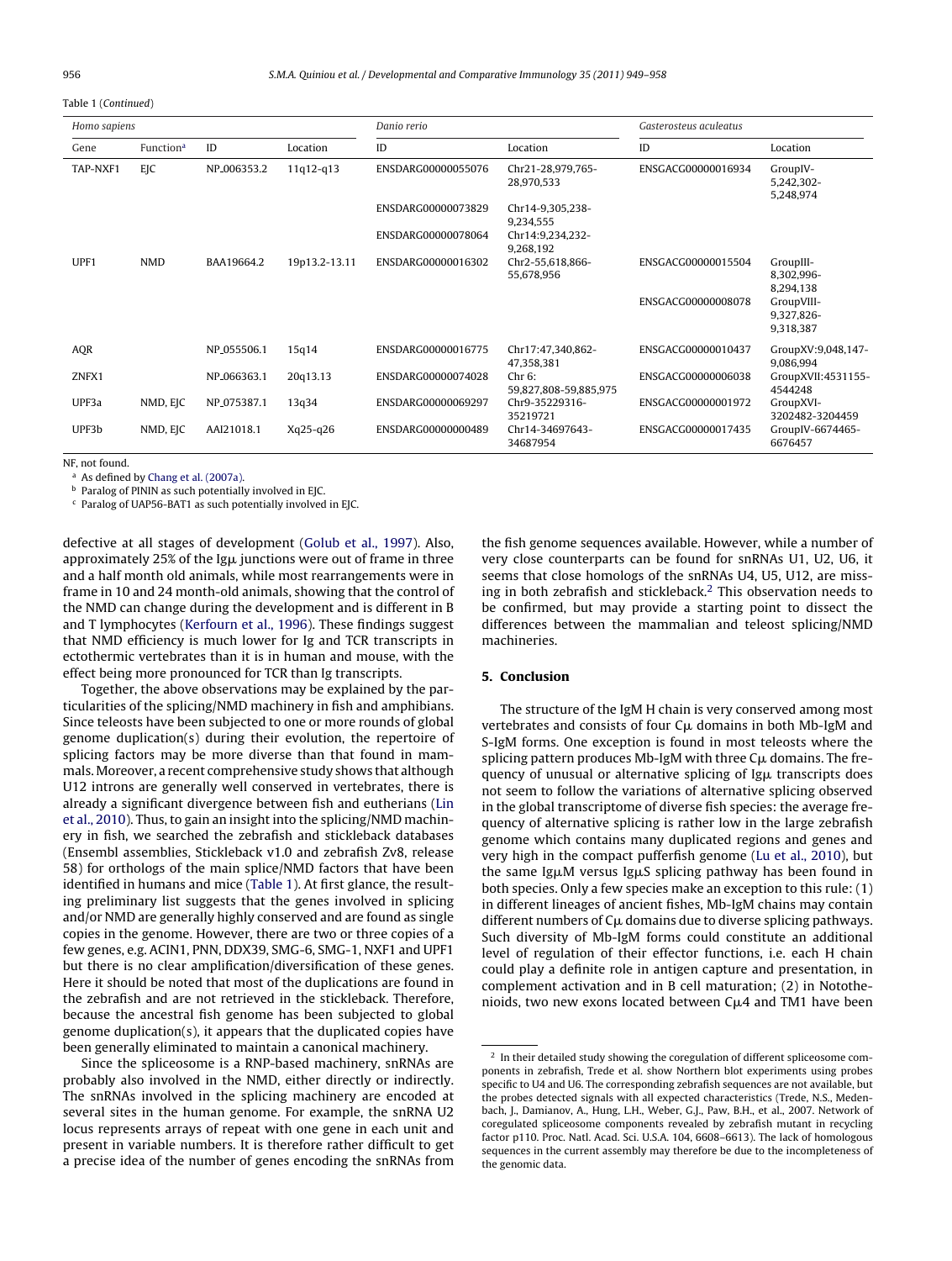Table 1 (Continued)

| *Homo sapiens* | | | | *Danio rerio* | | *Gasterosteus aculeatus* | |
|---|---|---|---|---|---|---|---|
| Gene | Function[a] | ID | Location | ID | Location | ID | Location |
| TAP-NXF1 | EJC | NP_006353.2 | 11q12-q13 | ENSDARG00000055076 | Chr21-28,979,765-28,970,533 | ENSGACG00000016934 | GroupIV-5,242,302-5,248,974 |
| | | | | ENSDARG00000073829 | Chr14-9,305,238-9,234,555 | | |
| | | | | ENSDARG00000078064 | Chr14:9,234,232-9,268,192 | | |
| UPF1 | NMD | BAA19664.2 | 19p13.2-13.11 | ENSDARG00000016302 | Chr2-55,618,866-55,678,956 | ENSGACG00000015504 | GroupIII-8,302,996-8,294,138 |
| | | | | | | ENSGACG00000008078 | GroupVIII-9,327,826-9,318,387 |
| AQR | | NP_055506.1 | 15q14 | ENSDARG00000016775 | Chr17:47,340,862-47,358,381 | ENSGACG00000010437 | GroupXV:9,048,147-9,086,994 |
| ZNFX1 | | NP_066363.1 | 20q13.13 | ENSDARG00000074028 | Chr 6: 59,827,808-59,885,975 | ENSGACG00000006038 | GroupXVII:4531155-4544248 |
| UPF3a | NMD, EJC | NP_075387.1 | 13q34 | ENSDARG00000069297 | Chr9-35229316-35219721 | ENSGACG00000001972 | GroupXVI-3202482-3204459 |
| UPF3b | NMD, EJC | AAI21018.1 | Xq25-q26 | ENSDARG00000000489 | Chr14-34697643-34687954 | ENSGACG00000017435 | GroupIV-6674465-6676457 |

NF, not found.

[a] As defined by Chang et al. (2007a).

[b] Paralog of PININ as such potentially involved in EJC.

[c] Paralog of UAP56-BAT1 as such potentially involved in EJC.

defective at all stages of development (Golub et al., 1997). Also, approximately 25% of the Igμ junctions were out of frame in three and a half month old animals, while most rearrangements were in frame in 10 and 24 month-old animals, showing that the control of the NMD can change during the development and is different in B and T lymphocytes (Kerfourn et al., 1996). These findings suggest that NMD efficiency is much lower for Ig and TCR transcripts in ectothermic vertebrates than it is in human and mouse, with the effect being more pronounced for TCR than Ig transcripts.

Together, the above observations may be explained by the particularities of the splicing/NMD machinery in fish and amphibians. Since teleosts have been subjected to one or more rounds of global genome duplication(s) during their evolution, the repertoire of splicing factors may be more diverse than that found in mammals. Moreover, a recent comprehensive study shows that although U12 introns are generally well conserved in vertebrates, there is already a significant divergence between fish and eutherians (Lin et al., 2010). Thus, to gain an insight into the splicing/NMD machinery in fish, we searched the zebrafish and stickleback databases (Ensembl assemblies, Stickleback v1.0 and zebrafish Zv8, release 58) for orthologs of the main splice/NMD factors that have been identified in humans and mice (Table 1). At first glance, the resulting preliminary list suggests that the genes involved in splicing and/or NMD are generally highly conserved and are found as single copies in the genome. However, there are two or three copies of a few genes, e.g. ACIN1, PNN, DDX39, SMG-6, SMG-1, NXF1 and UPF1 but there is no clear amplification/diversification of these genes. Here it should be noted that most of the duplications are found in the zebrafish and are not retrieved in the stickleback. Therefore, because the ancestral fish genome has been subjected to global genome duplication(s), it appears that the duplicated copies have been generally eliminated to maintain a canonical machinery.

Since the spliceosome is a RNP-based machinery, snRNAs are probably also involved in the NMD, either directly or indirectly. The snRNAs involved in the splicing machinery are encoded at several sites in the human genome. For example, the snRNA U2 locus represents arrays of repeat with one gene in each unit and present in variable numbers. It is therefore rather difficult to get a precise idea of the number of genes encoding the snRNAs from the fish genome sequences available. However, while a number of very close counterparts can be found for snRNAs U1, U2, U6, it seems that close homologs of the snRNAs U4, U5, U12, are missing in both zebrafish and stickleback.[2] This observation needs to be confirmed, but may provide a starting point to dissect the differences between the mammalian and teleost splicing/NMD machineries.

## 5. Conclusion

The structure of the IgM H chain is very conserved among most vertebrates and consists of four Cμ domains in both Mb-IgM and S-IgM forms. One exception is found in most teleosts where the splicing pattern produces Mb-IgM with three Cμ domains. The frequency of unusual or alternative splicing of Igμ transcripts does not seem to follow the variations of alternative splicing observed in the global transcriptome of diverse fish species: the average frequency of alternative splicing is rather low in the large zebrafish genome which contains many duplicated regions and genes and very high in the compact pufferfish genome (Lu et al., 2010), but the same IgμM versus IgμS splicing pathway has been found in both species. Only a few species make an exception to this rule: (1) in different lineages of ancient fishes, Mb-IgM chains may contain different numbers of Cμ domains due to diverse splicing pathways. Such diversity of Mb-IgM forms could constitute an additional level of regulation of their effector functions, i.e. each H chain could play a definite role in antigen capture and presentation, in complement activation and in B cell maturation; (2) in Notothenioids, two new exons located between Cμ4 and TM1 have been

[2] In their detailed study showing the coregulation of different spliceosome components in zebrafish, Trede et al. show Northern blot experiments using probes specific to U4 and U6. The corresponding zebrafish sequences are not available, but the probes detected signals with all expected characteristics (Trede, N.S., Medenbach, J., Damianov, A., Hung, L.H., Weber, G.J., Paw, B.H., et al., 2007. Network of coregulated spliceosome components revealed by zebrafish mutant in recycling factor p110. Proc. Natl. Acad. Sci. U.S.A. 104, 6608–6613). The lack of homologous sequences in the current assembly may therefore be due to the incompleteness of the genomic data.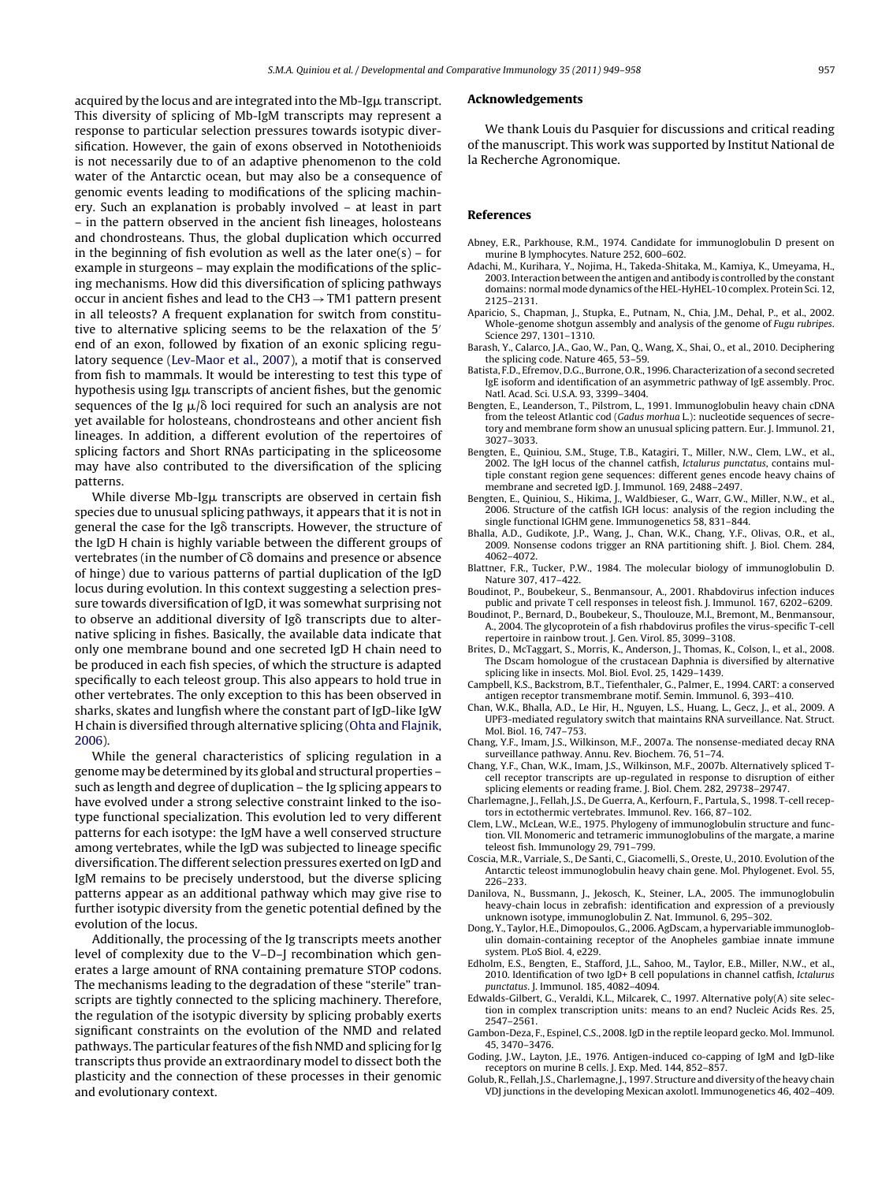acquired by the locus and are integrated into the Mb-Igμ transcript. This diversity of splicing of Mb-IgM transcripts may represent a response to particular selection pressures towards isotypic diversification. However, the gain of exons observed in Notothenioids is not necessarily due to of an adaptive phenomenon to the cold water of the Antarctic ocean, but may also be a consequence of genomic events leading to modifications of the splicing machinery. Such an explanation is probably involved – at least in part – in the pattern observed in the ancient fish lineages, holosteans and chondrosteans. Thus, the global duplication which occurred in the beginning of fish evolution as well as the later one(s) – for example in sturgeons – may explain the modifications of the splicing mechanisms. How did this diversification of splicing pathways occur in ancient fishes and lead to the CH3 → TM1 pattern present in all teleosts? A frequent explanation for switch from constitutive to alternative splicing seems to be the relaxation of the 5′ end of an exon, followed by fixation of an exonic splicing regulatory sequence (Lev-Maor et al., 2007), a motif that is conserved from fish to mammals. It would be interesting to test this type of hypothesis using Igμ transcripts of ancient fishes, but the genomic sequences of the Ig μ/δ loci required for such an analysis are not yet available for holosteans, chondrosteans and other ancient fish lineages. In addition, a different evolution of the repertoires of splicing factors and Short RNAs participating in the spliceosome may have also contributed to the diversification of the splicing patterns.

While diverse Mb-Igμ transcripts are observed in certain fish species due to unusual splicing pathways, it appears that it is not in general the case for the Igδ transcripts. However, the structure of the IgD H chain is highly variable between the different groups of vertebrates (in the number of Cδ domains and presence or absence of hinge) due to various patterns of partial duplication of the IgD locus during evolution. In this context suggesting a selection pressure towards diversification of IgD, it was somewhat surprising not to observe an additional diversity of Igδ transcripts due to alternative splicing in fishes. Basically, the available data indicate that only one membrane bound and one secreted IgD H chain need to be produced in each fish species, of which the structure is adapted specifically to each teleost group. This also appears to hold true in other vertebrates. The only exception to this has been observed in sharks, skates and lungfish where the constant part of IgD-like IgW H chain is diversified through alternative splicing (Ohta and Flajnik, 2006).

While the general characteristics of splicing regulation in a genome may be determined by its global and structural properties – such as length and degree of duplication – the Ig splicing appears to have evolved under a strong selective constraint linked to the isotype functional specialization. This evolution led to very different patterns for each isotype: the IgM have a well conserved structure among vertebrates, while the IgD was subjected to lineage specific diversification. The different selection pressures exerted on IgD and IgM remains to be precisely understood, but the diverse splicing patterns appear as an additional pathway which may give rise to further isotypic diversity from the genetic potential defined by the evolution of the locus.

Additionally, the processing of the Ig transcripts meets another level of complexity due to the V–D–J recombination which generates a large amount of RNA containing premature STOP codons. The mechanisms leading to the degradation of these "sterile" transcripts are tightly connected to the splicing machinery. Therefore, the regulation of the isotypic diversity by splicing probably exerts significant constraints on the evolution of the NMD and related pathways. The particular features of the fish NMD and splicing for Ig transcripts thus provide an extraordinary model to dissect both the plasticity and the connection of these processes in their genomic and evolutionary context.

## Acknowledgements

We thank Louis du Pasquier for discussions and critical reading of the manuscript. This work was supported by Institut National de la Recherche Agronomique.

## References

Abney, E.R., Parkhouse, R.M., 1974. Candidate for immunoglobulin D present on murine B lymphocytes. Nature 252, 600–602.

Adachi, M., Kurihara, Y., Nojima, H., Takeda-Shitaka, M., Kamiya, K., Umeyama, H., 2003. Interaction between the antigen and antibody is controlled by the constant domains: normal mode dynamics of the HEL-HyHEL-10 complex. Protein Sci. 12, 2125–2131.

Aparicio, S., Chapman, J., Stupka, E., Putnam, N., Chia, J.M., Dehal, P., et al., 2002. Whole-genome shotgun assembly and analysis of the genome of *Fugu rubripes*. Science 297, 1301–1310.

Barash, Y., Calarco, J.A., Gao, W., Pan, Q., Wang, X., Shai, O., et al., 2010. Deciphering the splicing code. Nature 465, 53–59.

Batista, F.D., Efremov, D.G., Burrone, O.R., 1996. Characterization of a second secreted IgE isoform and identification of an asymmetric pathway of IgE assembly. Proc. Natl. Acad. Sci. U.S.A. 93, 3399–3404.

Bengten, E., Leanderson, T., Pilstrom, L., 1991. Immunoglobulin heavy chain cDNA from the teleost Atlantic cod (*Gadus morhua* L.): nucleotide sequences of secretory and membrane form show an unusual splicing pattern. Eur. J. Immunol. 21, 3027–3033.

Bengten, E., Quiniou, S.M., Stuge, T.B., Katagiri, T., Miller, N.W., Clem, L.W., et al., 2002. The IgH locus of the channel catfish, *Ictalurus punctatus*, contains multiple constant region gene sequences: different genes encode heavy chains of membrane and secreted IgD. J. Immunol. 169, 2488–2497.

Bengten, E., Quiniou, S., Hikima, J., Waldbieser, G., Warr, G.W., Miller, N.W., et al., 2006. Structure of the catfish IGH locus: analysis of the region including the single functional IGHM gene. Immunogenetics 58, 831–844.

Bhalla, A.D., Gudikote, J.P., Wang, J., Chan, W.K., Chang, Y.F., Olivas, O.R., et al., 2009. Nonsense codons trigger an RNA partitioning shift. J. Biol. Chem. 284, 4062–4072.

Blattner, F.R., Tucker, P.W., 1984. The molecular biology of immunoglobulin D. Nature 307, 417–422.

Boudinot, P., Boubekeur, S., Benmansour, A., 2001. Rhabdovirus infection induces public and private T cell responses in teleost fish. J. Immunol. 167, 6202–6209.

Boudinot, P., Bernard, D., Boubekeur, S., Thoulouze, M.I., Bremont, M., Benmansour, A., 2004. The glycoprotein of a fish rhabdovirus profiles the virus-specific T-cell repertoire in rainbow trout. J. Gen. Virol. 85, 3099–3108.

Brites, D., McTaggart, S., Morris, K., Anderson, J., Thomas, K., Colson, I., et al., 2008. The Dscam homologue of the crustacean Daphnia is diversified by alternative splicing like in insects. Mol. Biol. Evol. 25, 1429–1439.

Campbell, K.S., Backstrom, B.T., Tiefenthaler, G., Palmer, E., 1994. CART: a conserved antigen receptor transmembrane motif. Semin. Immunol. 6, 393–410.

Chan, W.K., Bhalla, A.D., Le Hir, H., Nguyen, L.S., Huang, L., Gecz, J., et al., 2009. A UPF3-mediated regulatory switch that maintains RNA surveillance. Nat. Struct. Mol. Biol. 16, 747–753.

Chang, Y.F., Imam, J.S., Wilkinson, M.F., 2007a. The nonsense-mediated decay RNA surveillance pathway. Annu. Rev. Biochem. 76, 51–74.

Chang, Y.F., Chan, W.K., Imam, J.S., Wilkinson, M.F., 2007b. Alternatively spliced T-cell receptor transcripts are up-regulated in response to disruption of either splicing elements or reading frame. J. Biol. Chem. 282, 29738–29747.

Charlemagne, J., Fellah, J.S., De Guerra, A., Kerfourn, F., Partula, S., 1998. T-cell receptors in ectothermic vertebrates. Immunol. Rev. 166, 87–102.

Clem, L.W., McLean, W.E., 1975. Phylogeny of immunoglobulin structure and function. VII. Monomeric and tetrameric immunoglobulins of the margate, a marine teleost fish. Immunology 29, 791–799.

Coscia, M.R., Varriale, S., De Santi, C., Giacomelli, S., Oreste, U., 2010. Evolution of the Antarctic teleost immunoglobulin heavy chain gene. Mol. Phylogenet. Evol. 55, 226–233.

Danilova, N., Bussmann, J., Jekosch, K., Steiner, L.A., 2005. The immunoglobulin heavy-chain locus in zebrafish: identification and expression of a previously unknown isotype, immunoglobulin Z. Nat. Immunol. 6, 295–302.

Dong, Y., Taylor, H.E., Dimopoulos, G., 2006. AgDscam, a hypervariable immunoglobulin domain-containing receptor of the Anopheles gambiae innate immune system. PLoS Biol. 4, e229.

Edholm, E.S., Bengten, E., Stafford, J.L., Sahoo, M., Taylor, E.B., Miller, N.W., et al., 2010. Identification of two IgD+ B cell populations in channel catfish, *Ictalurus punctatus*. J. Immunol. 185, 4082–4094.

Edwalds-Gilbert, G., Veraldi, K.L., Milcarek, C., 1997. Alternative poly(A) site selection in complex transcription units: means to an end? Nucleic Acids Res. 25, 2547–2561.

Gambon-Deza, F., Espinel, C.S., 2008. IgD in the reptile leopard gecko. Mol. Immunol. 45, 3470–3476.

Goding, J.W., Layton, J.E., 1976. Antigen-induced co-capping of IgM and IgD-like receptors on murine B cells. J. Exp. Med. 144, 852–857.

Golub, R., Fellah, J.S., Charlemagne, J., 1997. Structure and diversity of the heavy chain VDJ junctions in the developing Mexican axolotl. Immunogenetics 46, 402–409.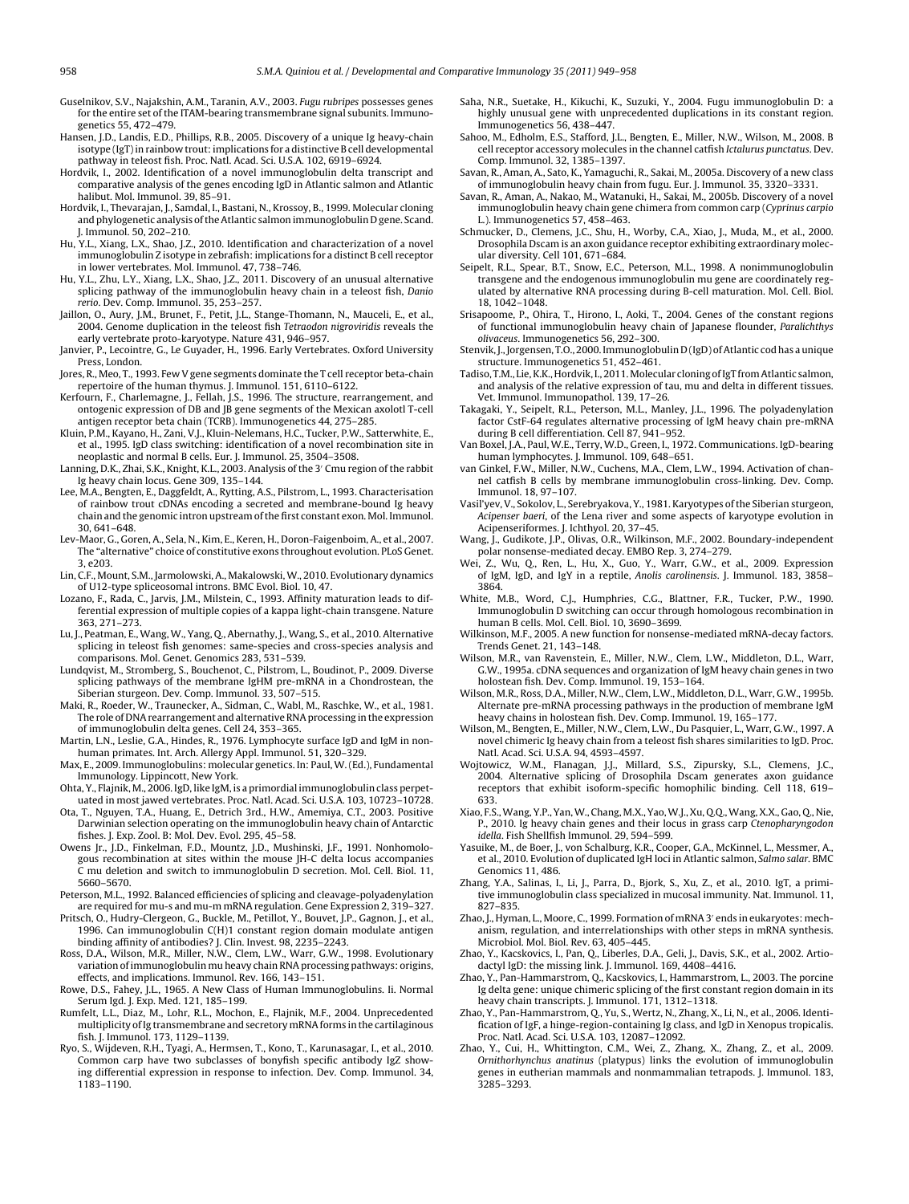Guselnikov, S.V., Najakshin, A.M., Taranin, A.V., 2003. *Fugu rubripes* possesses genes for the entire set of the ITAM-bearing transmembrane signal subunits. Immunogenetics 55, 472–479.

Hansen, J.D., Landis, E.D., Phillips, R.B., 2005. Discovery of a unique Ig heavy-chain isotype (IgT) in rainbow trout: implications for a distinctive B cell developmental pathway in teleost fish. Proc. Natl. Acad. Sci. U.S.A. 102, 6919–6924.

Hordvik, I., 2002. Identification of a novel immunoglobulin delta transcript and comparative analysis of the genes encoding IgD in Atlantic salmon and Atlantic halibut. Mol. Immunol. 39, 85–91.

Hordvik, I., Thevarajan, J., Samdal, I., Bastani, N., Krossoy, B., 1999. Molecular cloning and phylogenetic analysis of the Atlantic salmon immunoglobulin D gene. Scand. J. Immunol. 50, 202–210.

Hu, Y.L., Xiang, L.X., Shao, J.Z., 2010. Identification and characterization of a novel immunoglobulin Z isotype in zebrafish: implications for a distinct B cell receptor in lower vertebrates. Mol. Immunol. 47, 738–746.

Hu, Y.L., Zhu, L.Y., Xiang, L.X., Shao, J.Z., 2011. Discovery of an unusual alternative splicing pathway of the immunoglobulin heavy chain in a teleost fish, *Danio rerio*. Dev. Comp. Immunol. 35, 253–257.

Jaillon, O., Aury, J.M., Brunet, F., Petit, J.L., Stange-Thomann, N., Mauceli, E., et al., 2004. Genome duplication in the teleost fish *Tetraodon nigroviridis* reveals the early vertebrate proto-karyotype. Nature 431, 946–957.

Janvier, P., Lecointre, G., Le Guyader, H., 1996. Early Vertebrates. Oxford University Press, London.

Jores, R., Meo, T., 1993. Few V gene segments dominate the T cell receptor beta-chain repertoire of the human thymus. J. Immunol. 151, 6110–6122.

Kerfourn, F., Charlemagne, J., Fellah, J.S., 1996. The structure, rearrangement, and ontogenic expression of DB and JB gene segments of the Mexican axolotl T-cell antigen receptor beta chain (TCRB). Immunogenetics 44, 275–285.

Kluin, P.M., Kayano, H., Zani, V.J., Kluin-Nelemans, H.C., Tucker, P.W., Satterwhite, E., et al., 1995. IgD class switching: identification of a novel recombination site in neoplastic and normal B cells. Eur. J. Immunol. 25, 3504–3508.

Lanning, D.K., Zhai, S.K., Knight, K.L., 2003. Analysis of the 3′ Cmu region of the rabbit Ig heavy chain locus. Gene 309, 135–144.

Lee, M.A., Bengten, E., Daggfeldt, A., Rytting, A.S., Pilstrom, L., 1993. Characterisation of rainbow trout cDNAs encoding a secreted and membrane-bound Ig heavy chain and the genomic intron upstream of the first constant exon. Mol. Immunol. 30, 641–648.

Lev-Maor, G., Goren, A., Sela, N., Kim, E., Keren, H., Doron-Faigenboim, A., et al., 2007. The "alternative" choice of constitutive exons throughout evolution. PLoS Genet. 3, e203.

Lin, C.F., Mount, S.M., Jarmolowski, A., Makalowski, W., 2010. Evolutionary dynamics of U12-type spliceosomal introns. BMC Evol. Biol. 10, 47.

Lozano, F., Rada, C., Jarvis, J.M., Milstein, C., 1993. Affinity maturation leads to differential expression of multiple copies of a kappa light-chain transgene. Nature 363, 271–273.

Lu, J., Peatman, E., Wang, W., Yang, Q., Abernathy, J., Wang, S., et al., 2010. Alternative splicing in teleost fish genomes: same-species and cross-species analysis and comparisons. Mol. Genet. Genomics 283, 531–539.

Lundqvist, M., Stromberg, S., Bouchenot, C., Pilstrom, L., Boudinot, P., 2009. Diverse splicing pathways of the membrane IgHM pre-mRNA in a Chondrostean, the Siberian sturgeon. Dev. Comp. Immunol. 33, 507–515.

Maki, R., Roeder, W., Traunecker, A., Sidman, C., Wabl, M., Raschke, W., et al., 1981. The role of DNA rearrangement and alternative RNA processing in the expression of immunoglobulin delta genes. Cell 24, 353–365.

Martin, L.N., Leslie, G.A., Hindes, R., 1976. Lymphocyte surface IgD and IgM in non-human primates. Int. Arch. Allergy Appl. Immunol. 51, 320–329.

Max, E., 2009. Immunoglobulins: molecular genetics. In: Paul, W. (Ed.), Fundamental Immunology. Lippincott, New York.

Ohta, Y., Flajnik, M., 2006. IgD, like IgM, is a primordial immunoglobulin class perpetuated in most jawed vertebrates. Proc. Natl. Acad. Sci. U.S.A. 103, 10723–10728.

Ota, T., Nguyen, T.A., Huang, E., Detrich 3rd., H.W., Amemiya, C.T., 2003. Positive Darwinian selection operating on the immunoglobulin heavy chain of Antarctic fishes. J. Exp. Zool. B: Mol. Dev. Evol. 295, 45–58.

Owens Jr., J.D., Finkelman, F.D., Mountz, J.D., Mushinski, J.F., 1991. Nonhomologous recombination at sites within the mouse JH-C delta locus accompanies C mu deletion and switch to immunoglobulin D secretion. Mol. Cell. Biol. 11, 5660–5670.

Peterson, M.L., 1992. Balanced efficiencies of splicing and cleavage-polyadenylation are required for mu-s and mu-m mRNA regulation. Gene Expression 2, 319–327.

Pritsch, O., Hudry-Clergeon, G., Buckle, M., Petillot, Y., Bouvet, J.P., Gagnon, J., et al., 1996. Can immunoglobulin C(H)1 constant region domain modulate antigen binding affinity of antibodies? J. Clin. Invest. 98, 2235–2243.

Ross, D.A., Wilson, M.R., Miller, N.W., Clem, L.W., Warr, G.W., 1998. Evolutionary variation of immunoglobulin mu heavy chain RNA processing pathways: origins, effects, and implications. Immunol. Rev. 166, 143–151.

Rowe, D.S., Fahey, J.L., 1965. A New Class of Human Immunoglobulins. Ii. Normal Serum Igd. J. Exp. Med. 121, 185–199.

Rumfelt, L.L., Diaz, M., Lohr, R.L., Mochon, E., Flajnik, M.F., 2004. Unprecedented multiplicity of Ig transmembrane and secretory mRNA forms in the cartilaginous fish. J. Immunol. 173, 1129–1139.

Ryo, S., Wijdeven, R.H., Tyagi, A., Hermsen, T., Kono, T., Karunasagar, I., et al., 2010. Common carp have two subclasses of bonyfish specific antibody IgZ showing differential expression in response to infection. Dev. Comp. Immunol. 34, 1183–1190.

Saha, N.R., Suetake, H., Kikuchi, K., Suzuki, Y., 2004. Fugu immunoglobulin D: a highly unusual gene with unprecedented duplications in its constant region. Immunogenetics 56, 438–447.

Sahoo, M., Edholm, E.S., Stafford, J.L., Bengten, E., Miller, N.W., Wilson, M., 2008. B cell receptor accessory molecules in the channel catfish *Ictalurus punctatus*. Dev. Comp. Immunol. 32, 1385–1397.

Savan, R., Aman, A., Sato, K., Yamaguchi, R., Sakai, M., 2005a. Discovery of a new class of immunoglobulin heavy chain from fugu. Eur. J. Immunol. 35, 3320–3331.

Savan, R., Aman, A., Nakao, M., Watanuki, H., Sakai, M., 2005b. Discovery of a novel immunoglobulin heavy chain gene chimera from common carp (*Cyprinus carpio* L.). Immunogenetics 57, 458–463.

Schmucker, D., Clemens, J.C., Shu, H., Worby, C.A., Xiao, J., Muda, M., et al., 2000. Drosophila Dscam is an axon guidance receptor exhibiting extraordinary molecular diversity. Cell 101, 671–684.

Seipelt, R.L., Spear, B.T., Snow, E.C., Peterson, M.L., 1998. A nonimmunoglobulin transgene and the endogenous immunoglobulin mu gene are coordinately regulated by alternative RNA processing during B-cell maturation. Mol. Cell. Biol. 18, 1042–1048.

Srisapoome, P., Ohira, T., Hirono, I., Aoki, T., 2004. Genes of the constant regions of functional immunoglobulin heavy chain of Japanese flounder, *Paralichthys olivaceus*. Immunogenetics 56, 292–300.

Stenvik, J., Jorgensen, T.O., 2000. Immunoglobulin D (IgD) of Atlantic cod has a unique structure. Immunogenetics 51, 452–461.

Tadiso, T.M., Lie, K.K., Hordvik, I., 2011. Molecular cloning of IgT from Atlantic salmon, and analysis of the relative expression of tau, mu and delta in different tissues. Vet. Immunol. Immunopathol. 139, 17–26.

Takagaki, Y., Seipelt, R.L., Peterson, M.L., Manley, J.L., 1996. The polyadenylation factor CstF-64 regulates alternative processing of IgM heavy chain pre-mRNA during B cell differentiation. Cell 87, 941–952.

Van Boxel, J.A., Paul, W.E., Terry, W.D., Green, I., 1972. Communications. IgD-bearing human lymphocytes. J. Immunol. 109, 648–651.

van Ginkel, F.W., Miller, N.W., Cuchens, M.A., Clem, L.W., 1994. Activation of channel catfish B cells by membrane immunoglobulin cross-linking. Dev. Comp. Immunol. 18, 97–107.

Vasil'yev, V., Sokolov, L., Serebryakova, Y., 1981. Karyotypes of the Siberian sturgeon, *Acipenser baeri*, of the Lena river and some aspects of karyotype evolution in Acipenseriformes. J. Ichthyol. 20, 37–45.

Wang, J., Gudikote, J.P., Olivas, O.R., Wilkinson, M.F., 2002. Boundary-independent polar nonsense-mediated decay. EMBO Rep. 3, 274–279.

Wei, Z., Wu, Q., Ren, L., Hu, X., Guo, Y., Warr, G.W., et al., 2009. Expression of IgM, IgD, and IgY in a reptile, *Anolis carolinensis*. J. Immunol. 183, 3858–3864.

White, M.B., Word, C.J., Humphries, C.G., Blattner, F.R., Tucker, P.W., 1990. Immunoglobulin D switching can occur through homologous recombination in human B cells. Mol. Cell. Biol. 10, 3690–3699.

Wilkinson, M.F., 2005. A new function for nonsense-mediated mRNA-decay factors. Trends Genet. 21, 143–148.

Wilson, M.R., van Ravenstein, E., Miller, N.W., Clem, L.W., Middleton, D.L., Warr, G.W., 1995a. cDNA sequences and organization of IgM heavy chain genes in two holostean fish. Dev. Comp. Immunol. 19, 153–164.

Wilson, M.R., Ross, D.A., Miller, N.W., Clem, L.W., Middleton, D.L., Warr, G.W., 1995b. Alternate pre-mRNA processing pathways in the production of membrane IgM heavy chains in holostean fish. Dev. Comp. Immunol. 19, 165–177.

Wilson, M., Bengten, E., Miller, N.W., Clem, L.W., Du Pasquier, L., Warr, G.W., 1997. A novel chimeric Ig heavy chain from a teleost fish shares similarities to IgD. Proc. Natl. Acad. Sci. U.S.A. 94, 4593–4597.

Wojtowicz, W.M., Flanagan, J.J., Millard, S.S., Zipursky, S.L., Clemens, J.C., 2004. Alternative splicing of Drosophila Dscam generates axon guidance receptors that exhibit isoform-specific homophilic binding. Cell 118, 619–633.

Xiao, F.S., Wang, Y.P., Yan, W., Chang, M.X., Yao, W.J., Xu, Q.Q., Wang, X.X., Gao, Q., Nie, P., 2010. Ig heavy chain genes and their locus in grass carp *Ctenopharyngodon idella*. Fish Shellfish Immunol. 29, 594–599.

Yasuike, M., de Boer, J., von Schalburg, K.R., Cooper, G.A., McKinnel, L., Messmer, A., et al., 2010. Evolution of duplicated IgH loci in Atlantic salmon, *Salmo salar*. BMC Genomics 11, 486.

Zhang, Y.A., Salinas, I., Li, J., Parra, D., Bjork, S., Xu, Z., et al., 2010. IgT, a primitive immunoglobulin class specialized in mucosal immunity. Nat. Immunol. 11, 827–835.

Zhao, J., Hyman, L., Moore, C., 1999. Formation of mRNA 3′ ends in eukaryotes: mechanism, regulation, and interrelationships with other steps in mRNA synthesis. Microbiol. Mol. Biol. Rev. 63, 405–445.

Zhao, Y., Kacskovics, I., Pan, Q., Liberles, D.A., Geli, J., Davis, S.K., et al., 2002. Artiodactyl IgD: the missing link. J. Immunol. 169, 4408–4416.

Zhao, Y., Pan-Hammarstrom, Q., Kacskovics, I., Hammarstrom, L., 2003. The porcine Ig delta gene: unique chimeric splicing of the first constant region domain in its heavy chain transcripts. J. Immunol. 171, 1312–1318.

Zhao, Y., Pan-Hammarstrom, Q., Yu, S., Wertz, N., Zhang, X., Li, N., et al., 2006. Identification of IgF, a hinge-region-containing Ig class, and IgD in Xenopus tropicalis. Proc. Natl. Acad. Sci. U.S.A. 103, 12087–12092.

Zhao, Y., Cui, H., Whittington, C.M., Wei, Z., Zhang, X., Zhang, Z., et al., 2009. *Ornithorhynchus anatinus* (platypus) links the evolution of immunoglobulin genes in eutherian mammals and nonmammalian tetrapods. J. Immunol. 183, 3285–3293.